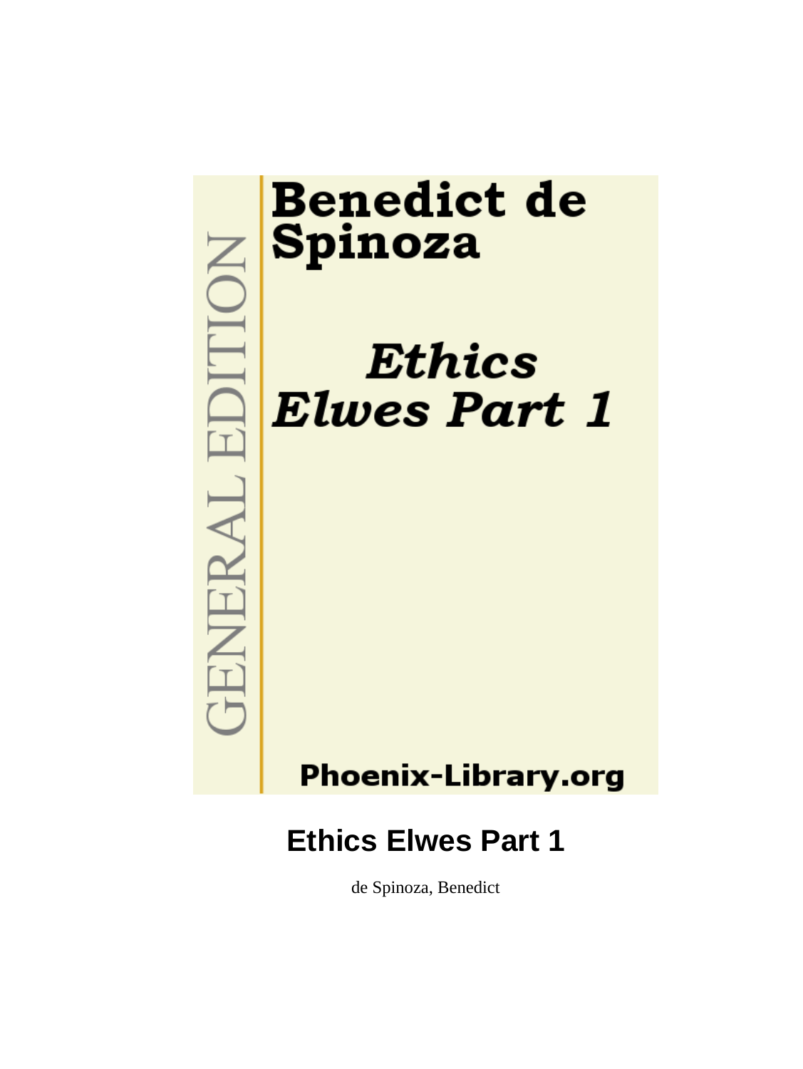GENERAL EDITION

**Benedict de Spinoza**

***Ethics Elwes Part 1***

**Phoenix-Library.org**

# Ethics Elwes Part 1

de Spinoza, Benedict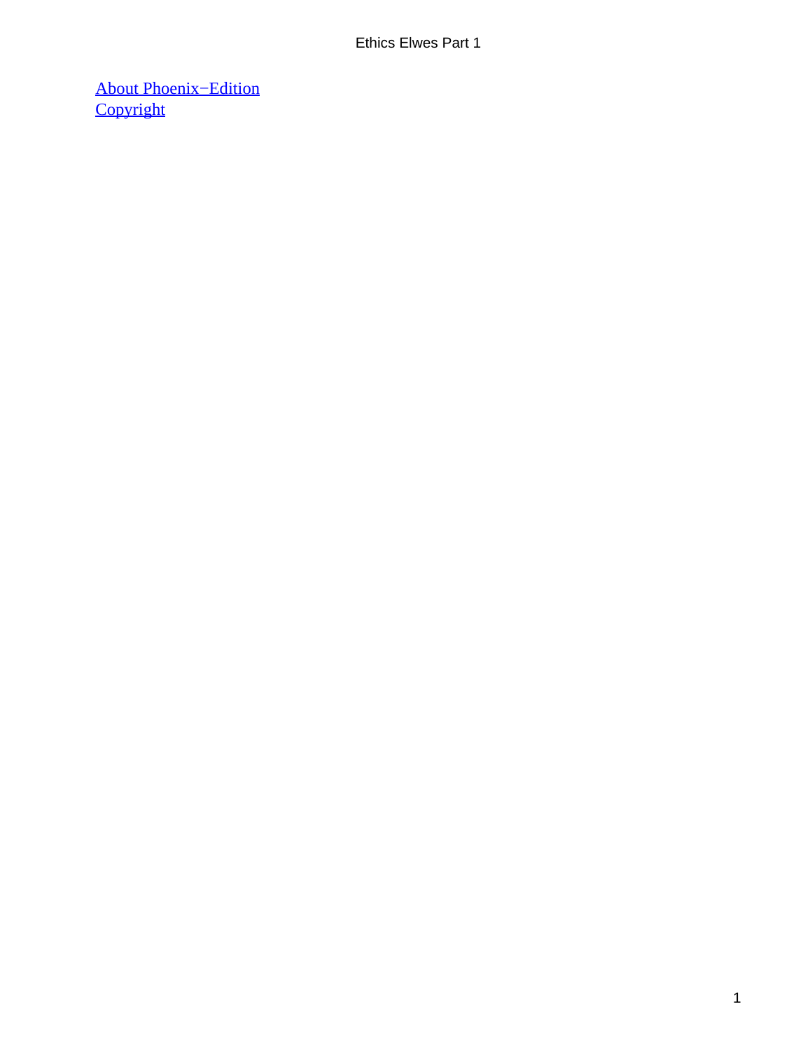[About Phoenix−Edition]
[Copyright]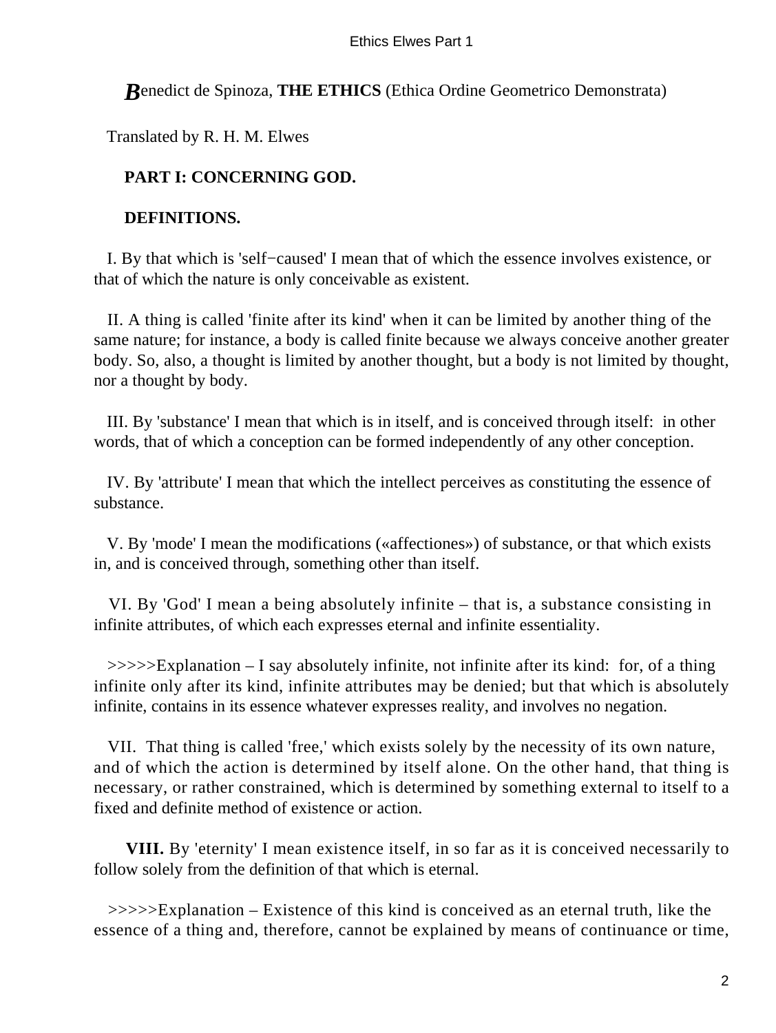**B**enedict de Spinoza, **THE ETHICS** (Ethica Ordine Geometrico Demonstrata)

Translated by R. H. M. Elwes

## PART I: CONCERNING GOD.

### DEFINITIONS.

I. By that which is 'self−caused' I mean that of which the essence involves existence, or that of which the nature is only conceivable as existent.

II. A thing is called 'finite after its kind' when it can be limited by another thing of the same nature; for instance, a body is called finite because we always conceive another greater body. So, also, a thought is limited by another thought, but a body is not limited by thought, nor a thought by body.

III. By 'substance' I mean that which is in itself, and is conceived through itself: in other words, that of which a conception can be formed independently of any other conception.

IV. By 'attribute' I mean that which the intellect perceives as constituting the essence of substance.

V. By 'mode' I mean the modifications («affectiones») of substance, or that which exists in, and is conceived through, something other than itself.

VI. By 'God' I mean a being absolutely infinite – that is, a substance consisting in infinite attributes, of which each expresses eternal and infinite essentiality.

>>>>>Explanation – I say absolutely infinite, not infinite after its kind: for, of a thing infinite only after its kind, infinite attributes may be denied; but that which is absolutely infinite, contains in its essence whatever expresses reality, and involves no negation.

VII. That thing is called 'free,' which exists solely by the necessity of its own nature, and of which the action is determined by itself alone. On the other hand, that thing is necessary, or rather constrained, which is determined by something external to itself to a fixed and definite method of existence or action.

**VIII.** By 'eternity' I mean existence itself, in so far as it is conceived necessarily to follow solely from the definition of that which is eternal.

>>>>>Explanation – Existence of this kind is conceived as an eternal truth, like the essence of a thing and, therefore, cannot be explained by means of continuance or time,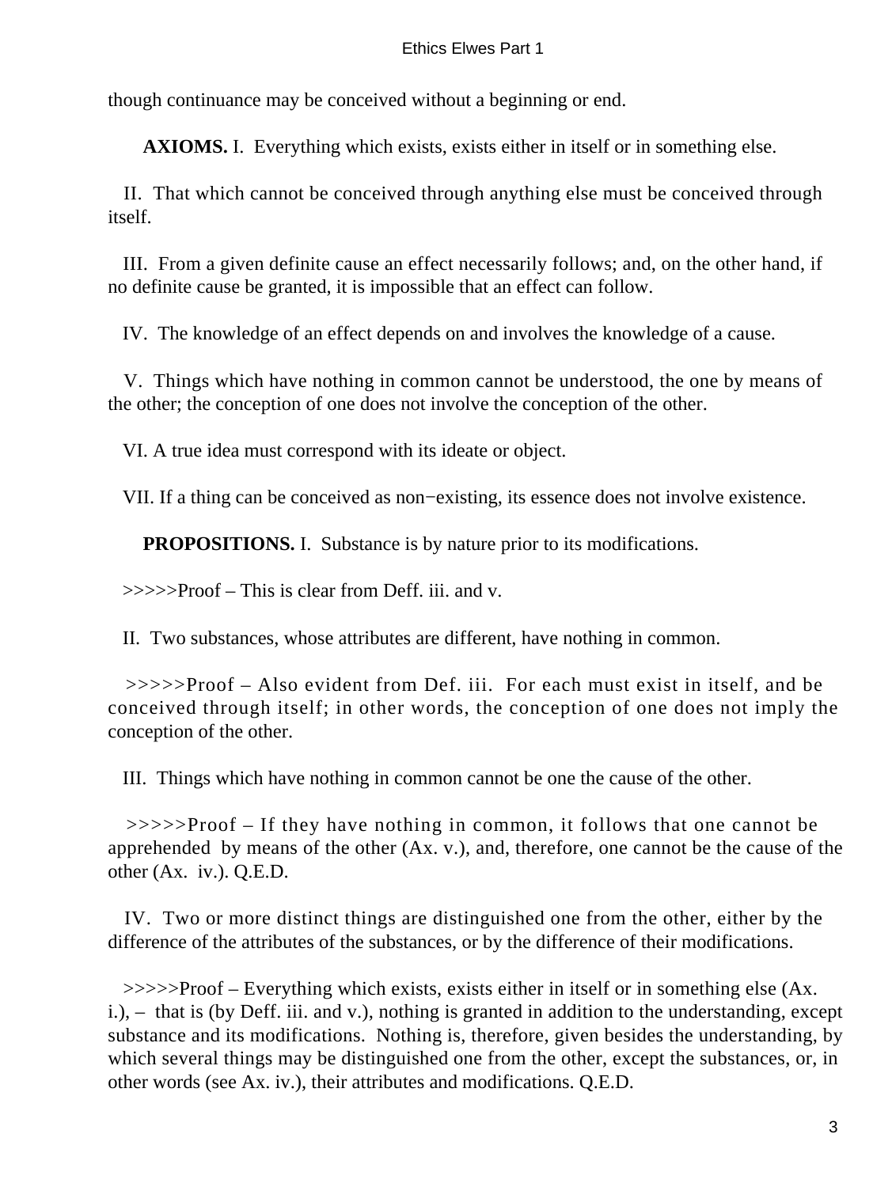though continuance may be conceived without a beginning or end.

**AXIOMS.** I. Everything which exists, exists either in itself or in something else.

II. That which cannot be conceived through anything else must be conceived through itself.

III. From a given definite cause an effect necessarily follows; and, on the other hand, if no definite cause be granted, it is impossible that an effect can follow.

IV. The knowledge of an effect depends on and involves the knowledge of a cause.

V. Things which have nothing in common cannot be understood, the one by means of the other; the conception of one does not involve the conception of the other.

VI. A true idea must correspond with its ideate or object.

VII. If a thing can be conceived as non−existing, its essence does not involve existence.

**PROPOSITIONS.** I. Substance is by nature prior to its modifications.

>>>>>Proof – This is clear from Deff. iii. and v.

II. Two substances, whose attributes are different, have nothing in common.

>>>>>Proof – Also evident from Def. iii. For each must exist in itself, and be conceived through itself; in other words, the conception of one does not imply the conception of the other.

III. Things which have nothing in common cannot be one the cause of the other.

>>>>>Proof – If they have nothing in common, it follows that one cannot be apprehended by means of the other (Ax. v.), and, therefore, one cannot be the cause of the other (Ax. iv.). Q.E.D.

IV. Two or more distinct things are distinguished one from the other, either by the difference of the attributes of the substances, or by the difference of their modifications.

>>>>>Proof – Everything which exists, exists either in itself or in something else (Ax. i.), – that is (by Deff. iii. and v.), nothing is granted in addition to the understanding, except substance and its modifications. Nothing is, therefore, given besides the understanding, by which several things may be distinguished one from the other, except the substances, or, in other words (see Ax. iv.), their attributes and modifications. Q.E.D.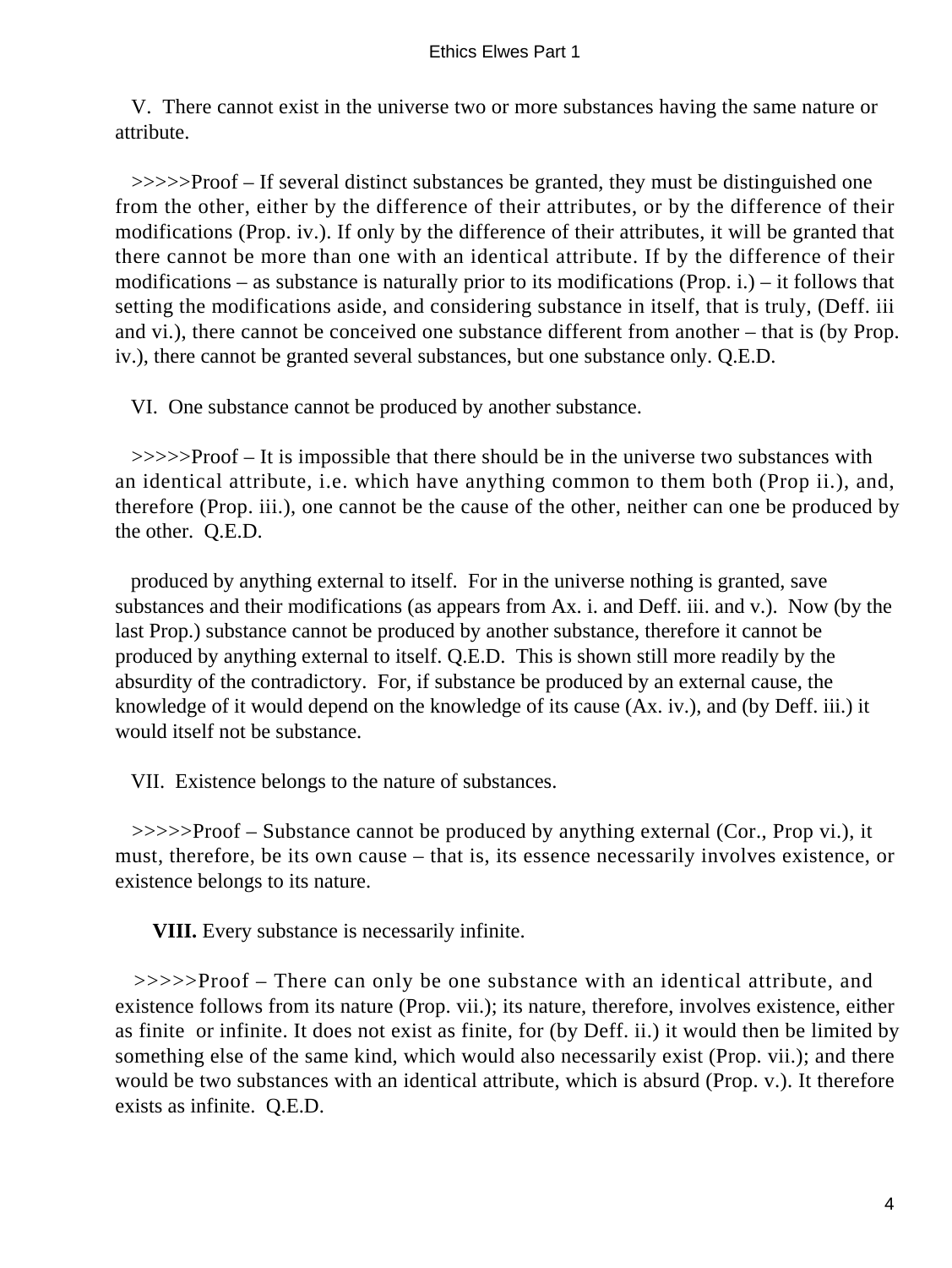V. There cannot exist in the universe two or more substances having the same nature or attribute.

>>>>>Proof – If several distinct substances be granted, they must be distinguished one from the other, either by the difference of their attributes, or by the difference of their modifications (Prop. iv.). If only by the difference of their attributes, it will be granted that there cannot be more than one with an identical attribute. If by the difference of their modifications – as substance is naturally prior to its modifications (Prop. i.) – it follows that setting the modifications aside, and considering substance in itself, that is truly, (Deff. iii and vi.), there cannot be conceived one substance different from another – that is (by Prop. iv.), there cannot be granted several substances, but one substance only. Q.E.D.

VI. One substance cannot be produced by another substance.

>>>>>Proof – It is impossible that there should be in the universe two substances with an identical attribute, i.e. which have anything common to them both (Prop ii.), and, therefore (Prop. iii.), one cannot be the cause of the other, neither can one be produced by the other. Q.E.D.

produced by anything external to itself. For in the universe nothing is granted, save substances and their modifications (as appears from Ax. i. and Deff. iii. and v.). Now (by the last Prop.) substance cannot be produced by another substance, therefore it cannot be produced by anything external to itself. Q.E.D. This is shown still more readily by the absurdity of the contradictory. For, if substance be produced by an external cause, the knowledge of it would depend on the knowledge of its cause (Ax. iv.), and (by Deff. iii.) it would itself not be substance.

VII. Existence belongs to the nature of substances.

>>>>>Proof – Substance cannot be produced by anything external (Cor., Prop vi.), it must, therefore, be its own cause – that is, its essence necessarily involves existence, or existence belongs to its nature.

**VIII.** Every substance is necessarily infinite.

>>>>>Proof – There can only be one substance with an identical attribute, and existence follows from its nature (Prop. vii.); its nature, therefore, involves existence, either as finite or infinite. It does not exist as finite, for (by Deff. ii.) it would then be limited by something else of the same kind, which would also necessarily exist (Prop. vii.); and there would be two substances with an identical attribute, which is absurd (Prop. v.). It therefore exists as infinite. Q.E.D.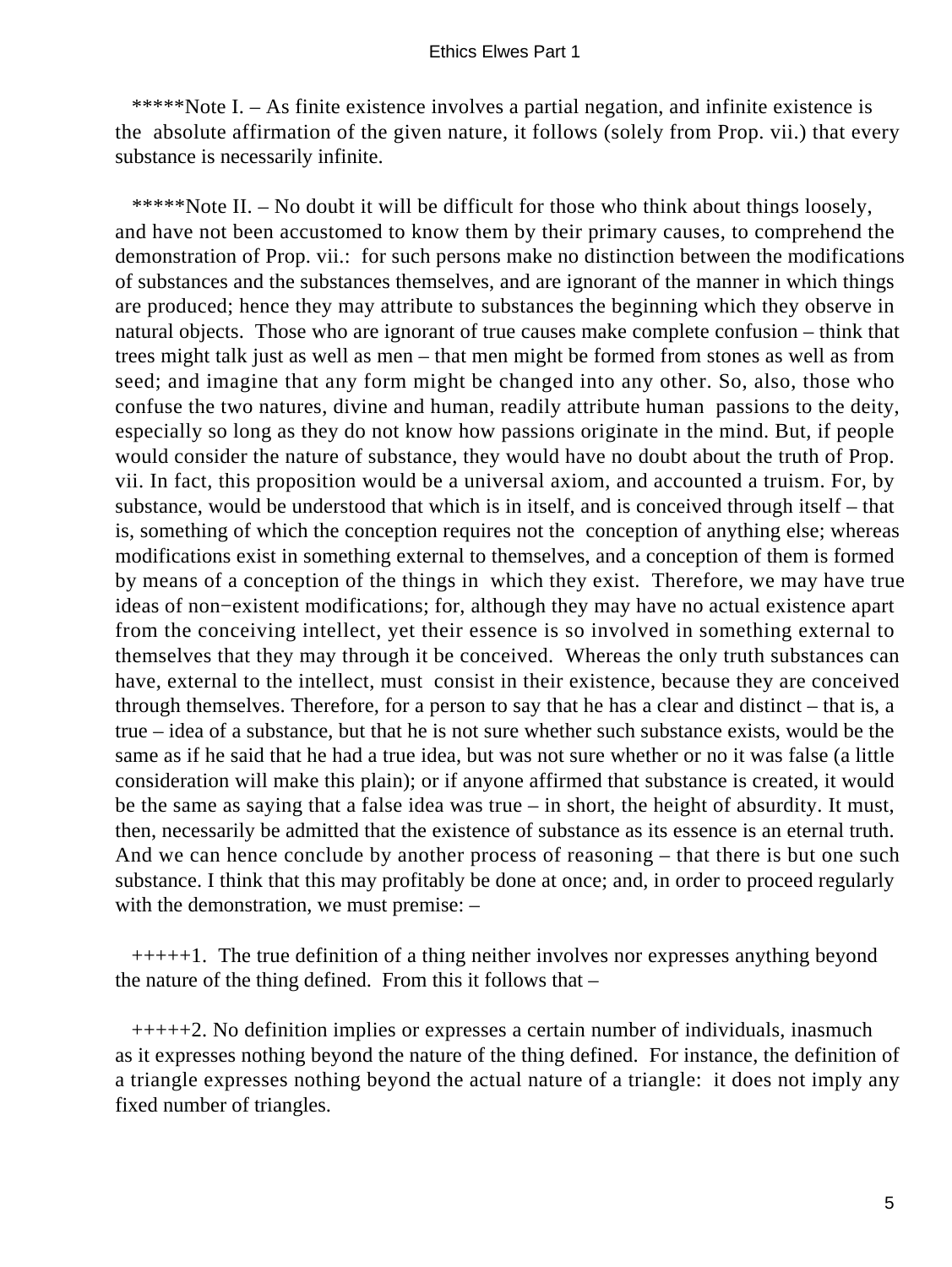*****Note I. – As finite existence involves a partial negation, and infinite existence is the absolute affirmation of the given nature, it follows (solely from Prop. vii.) that every substance is necessarily infinite.

*****Note II. – No doubt it will be difficult for those who think about things loosely, and have not been accustomed to know them by their primary causes, to comprehend the demonstration of Prop. vii.: for such persons make no distinction between the modifications of substances and the substances themselves, and are ignorant of the manner in which things are produced; hence they may attribute to substances the beginning which they observe in natural objects. Those who are ignorant of true causes make complete confusion – think that trees might talk just as well as men – that men might be formed from stones as well as from seed; and imagine that any form might be changed into any other. So, also, those who confuse the two natures, divine and human, readily attribute human passions to the deity, especially so long as they do not know how passions originate in the mind. But, if people would consider the nature of substance, they would have no doubt about the truth of Prop. vii. In fact, this proposition would be a universal axiom, and accounted a truism. For, by substance, would be understood that which is in itself, and is conceived through itself – that is, something of which the conception requires not the conception of anything else; whereas modifications exist in something external to themselves, and a conception of them is formed by means of a conception of the things in which they exist. Therefore, we may have true ideas of non−existent modifications; for, although they may have no actual existence apart from the conceiving intellect, yet their essence is so involved in something external to themselves that they may through it be conceived. Whereas the only truth substances can have, external to the intellect, must consist in their existence, because they are conceived through themselves. Therefore, for a person to say that he has a clear and distinct – that is, a true – idea of a substance, but that he is not sure whether such substance exists, would be the same as if he said that he had a true idea, but was not sure whether or no it was false (a little consideration will make this plain); or if anyone affirmed that substance is created, it would be the same as saying that a false idea was true – in short, the height of absurdity. It must, then, necessarily be admitted that the existence of substance as its essence is an eternal truth. And we can hence conclude by another process of reasoning – that there is but one such substance. I think that this may profitably be done at once; and, in order to proceed regularly with the demonstration, we must premise: –

+++++1. The true definition of a thing neither involves nor expresses anything beyond the nature of the thing defined. From this it follows that –

+++++2. No definition implies or expresses a certain number of individuals, inasmuch as it expresses nothing beyond the nature of the thing defined. For instance, the definition of a triangle expresses nothing beyond the actual nature of a triangle: it does not imply any fixed number of triangles.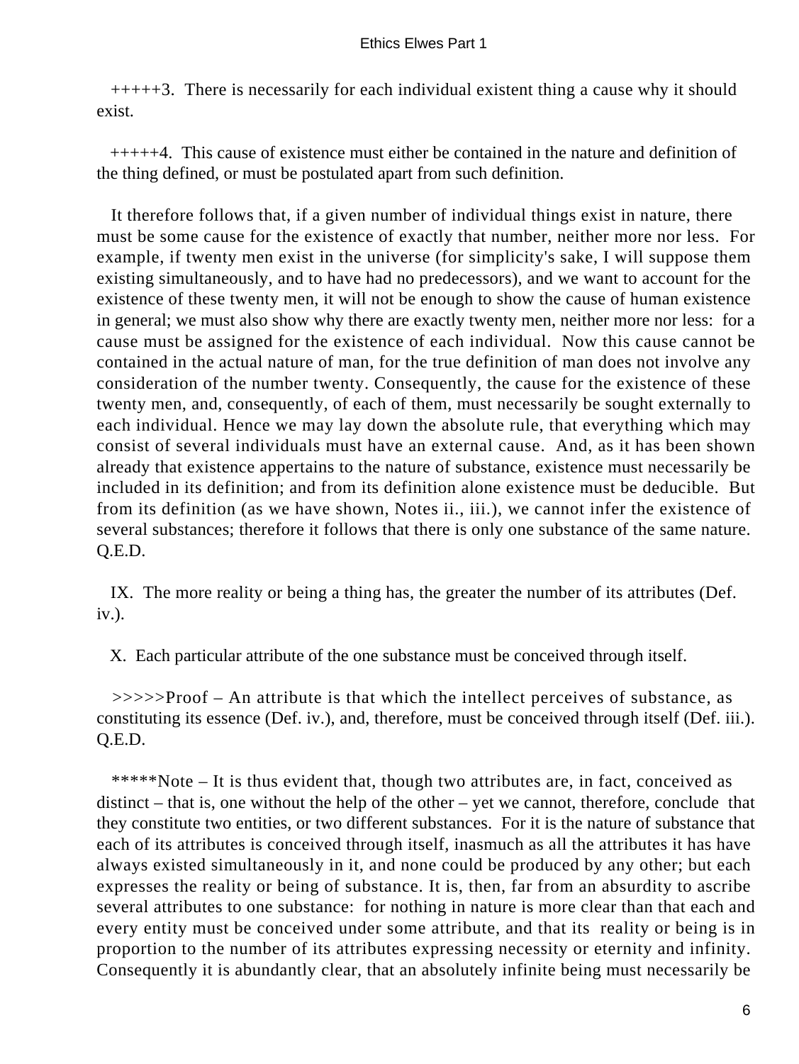+++++3. There is necessarily for each individual existent thing a cause why it should exist.

+++++4. This cause of existence must either be contained in the nature and definition of the thing defined, or must be postulated apart from such definition.

It therefore follows that, if a given number of individual things exist in nature, there must be some cause for the existence of exactly that number, neither more nor less. For example, if twenty men exist in the universe (for simplicity's sake, I will suppose them existing simultaneously, and to have had no predecessors), and we want to account for the existence of these twenty men, it will not be enough to show the cause of human existence in general; we must also show why there are exactly twenty men, neither more nor less: for a cause must be assigned for the existence of each individual. Now this cause cannot be contained in the actual nature of man, for the true definition of man does not involve any consideration of the number twenty. Consequently, the cause for the existence of these twenty men, and, consequently, of each of them, must necessarily be sought externally to each individual. Hence we may lay down the absolute rule, that everything which may consist of several individuals must have an external cause. And, as it has been shown already that existence appertains to the nature of substance, existence must necessarily be included in its definition; and from its definition alone existence must be deducible. But from its definition (as we have shown, Notes ii., iii.), we cannot infer the existence of several substances; therefore it follows that there is only one substance of the same nature. Q.E.D.

IX. The more reality or being a thing has, the greater the number of its attributes (Def. iv.).

X. Each particular attribute of the one substance must be conceived through itself.

>>>>>Proof – An attribute is that which the intellect perceives of substance, as constituting its essence (Def. iv.), and, therefore, must be conceived through itself (Def. iii.). Q.E.D.

*****Note – It is thus evident that, though two attributes are, in fact, conceived as distinct – that is, one without the help of the other – yet we cannot, therefore, conclude that they constitute two entities, or two different substances. For it is the nature of substance that each of its attributes is conceived through itself, inasmuch as all the attributes it has have always existed simultaneously in it, and none could be produced by any other; but each expresses the reality or being of substance. It is, then, far from an absurdity to ascribe several attributes to one substance: for nothing in nature is more clear than that each and every entity must be conceived under some attribute, and that its reality or being is in proportion to the number of its attributes expressing necessity or eternity and infinity. Consequently it is abundantly clear, that an absolutely infinite being must necessarily be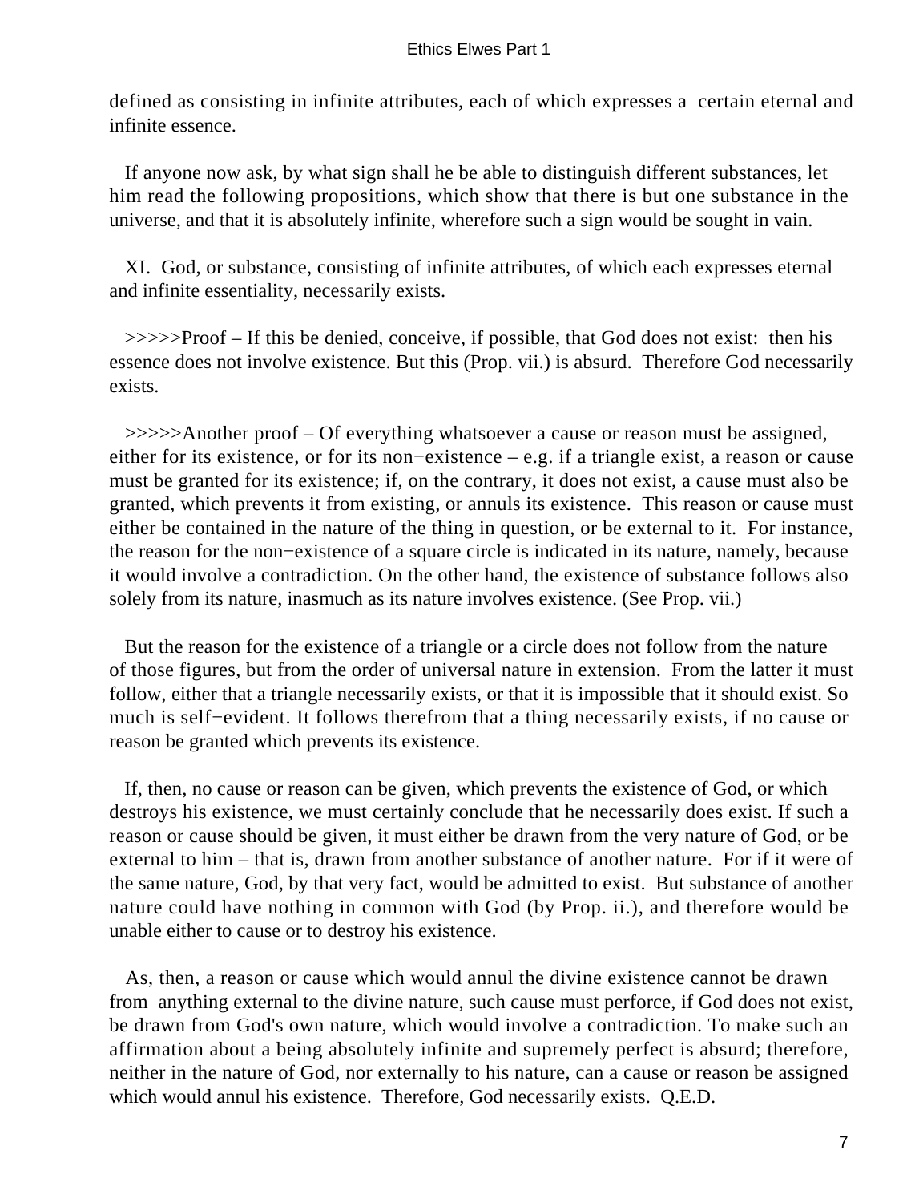defined as consisting in infinite attributes, each of which expresses a certain eternal and infinite essence.

If anyone now ask, by what sign shall he be able to distinguish different substances, let him read the following propositions, which show that there is but one substance in the universe, and that it is absolutely infinite, wherefore such a sign would be sought in vain.

XI. God, or substance, consisting of infinite attributes, of which each expresses eternal and infinite essentiality, necessarily exists.

>>>>>Proof – If this be denied, conceive, if possible, that God does not exist: then his essence does not involve existence. But this (Prop. vii.) is absurd. Therefore God necessarily exists.

>>>>>Another proof – Of everything whatsoever a cause or reason must be assigned, either for its existence, or for its non−existence – e.g. if a triangle exist, a reason or cause must be granted for its existence; if, on the contrary, it does not exist, a cause must also be granted, which prevents it from existing, or annuls its existence. This reason or cause must either be contained in the nature of the thing in question, or be external to it. For instance, the reason for the non−existence of a square circle is indicated in its nature, namely, because it would involve a contradiction. On the other hand, the existence of substance follows also solely from its nature, inasmuch as its nature involves existence. (See Prop. vii.)

But the reason for the existence of a triangle or a circle does not follow from the nature of those figures, but from the order of universal nature in extension. From the latter it must follow, either that a triangle necessarily exists, or that it is impossible that it should exist. So much is self−evident. It follows therefrom that a thing necessarily exists, if no cause or reason be granted which prevents its existence.

If, then, no cause or reason can be given, which prevents the existence of God, or which destroys his existence, we must certainly conclude that he necessarily does exist. If such a reason or cause should be given, it must either be drawn from the very nature of God, or be external to him – that is, drawn from another substance of another nature. For if it were of the same nature, God, by that very fact, would be admitted to exist. But substance of another nature could have nothing in common with God (by Prop. ii.), and therefore would be unable either to cause or to destroy his existence.

As, then, a reason or cause which would annul the divine existence cannot be drawn from anything external to the divine nature, such cause must perforce, if God does not exist, be drawn from God's own nature, which would involve a contradiction. To make such an affirmation about a being absolutely infinite and supremely perfect is absurd; therefore, neither in the nature of God, nor externally to his nature, can a cause or reason be assigned which would annul his existence. Therefore, God necessarily exists. Q.E.D.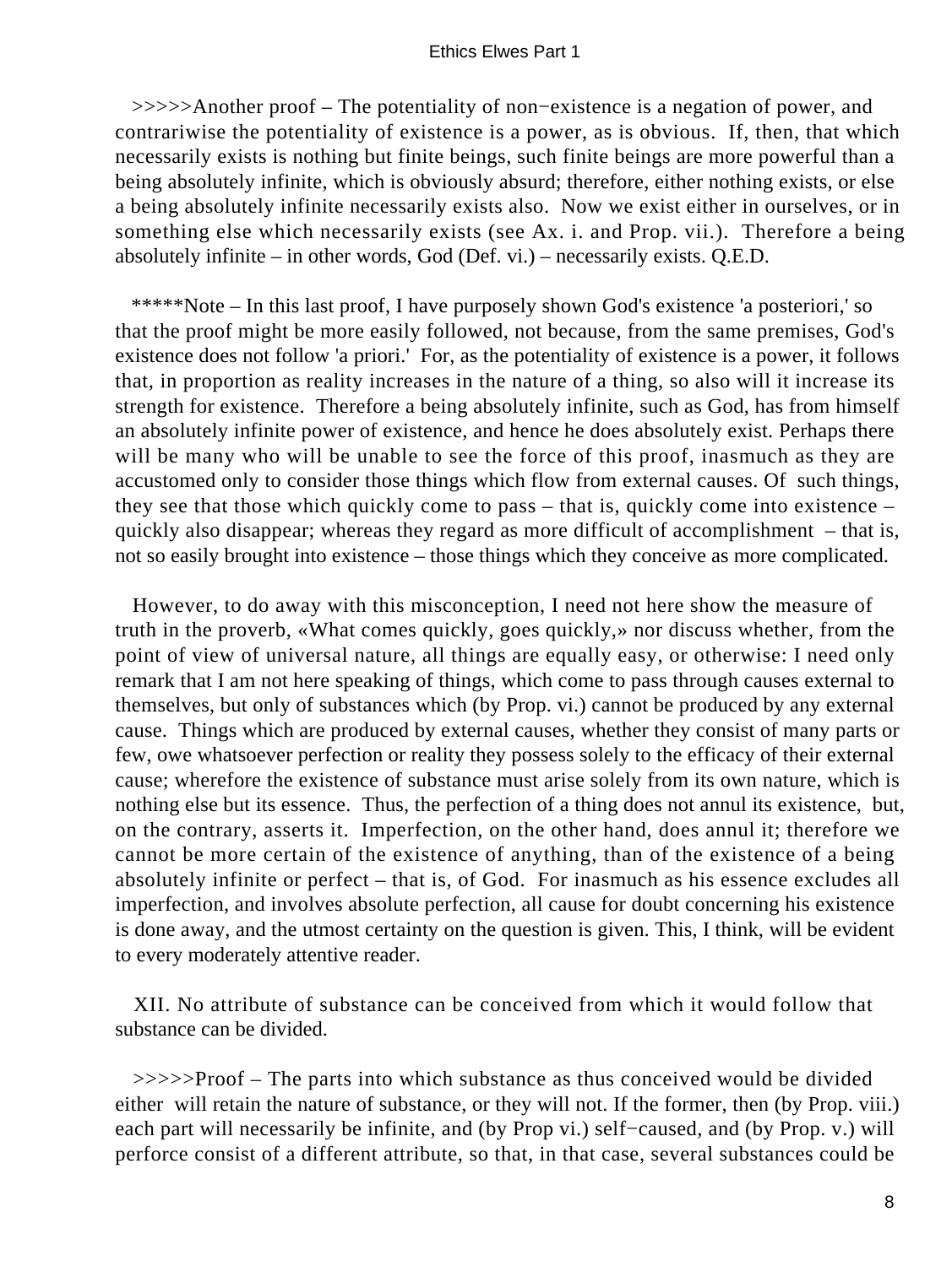>>>>>Another proof – The potentiality of non−existence is a negation of power, and contrariwise the potentiality of existence is a power, as is obvious. If, then, that which necessarily exists is nothing but finite beings, such finite beings are more powerful than a being absolutely infinite, which is obviously absurd; therefore, either nothing exists, or else a being absolutely infinite necessarily exists also. Now we exist either in ourselves, or in something else which necessarily exists (see Ax. i. and Prop. vii.). Therefore a being absolutely infinite – in other words, God (Def. vi.) – necessarily exists. Q.E.D.

*****Note – In this last proof, I have purposely shown God's existence 'a posteriori,' so that the proof might be more easily followed, not because, from the same premises, God's existence does not follow 'a priori.' For, as the potentiality of existence is a power, it follows that, in proportion as reality increases in the nature of a thing, so also will it increase its strength for existence. Therefore a being absolutely infinite, such as God, has from himself an absolutely infinite power of existence, and hence he does absolutely exist. Perhaps there will be many who will be unable to see the force of this proof, inasmuch as they are accustomed only to consider those things which flow from external causes. Of such things, they see that those which quickly come to pass – that is, quickly come into existence – quickly also disappear; whereas they regard as more difficult of accomplishment – that is, not so easily brought into existence – those things which they conceive as more complicated.

However, to do away with this misconception, I need not here show the measure of truth in the proverb, «What comes quickly, goes quickly,» nor discuss whether, from the point of view of universal nature, all things are equally easy, or otherwise: I need only remark that I am not here speaking of things, which come to pass through causes external to themselves, but only of substances which (by Prop. vi.) cannot be produced by any external cause. Things which are produced by external causes, whether they consist of many parts or few, owe whatsoever perfection or reality they possess solely to the efficacy of their external cause; wherefore the existence of substance must arise solely from its own nature, which is nothing else but its essence. Thus, the perfection of a thing does not annul its existence, but, on the contrary, asserts it. Imperfection, on the other hand, does annul it; therefore we cannot be more certain of the existence of anything, than of the existence of a being absolutely infinite or perfect – that is, of God. For inasmuch as his essence excludes all imperfection, and involves absolute perfection, all cause for doubt concerning his existence is done away, and the utmost certainty on the question is given. This, I think, will be evident to every moderately attentive reader.

XII. No attribute of substance can be conceived from which it would follow that substance can be divided.

>>>>>Proof – The parts into which substance as thus conceived would be divided either will retain the nature of substance, or they will not. If the former, then (by Prop. viii.) each part will necessarily be infinite, and (by Prop vi.) self−caused, and (by Prop. v.) will perforce consist of a different attribute, so that, in that case, several substances could be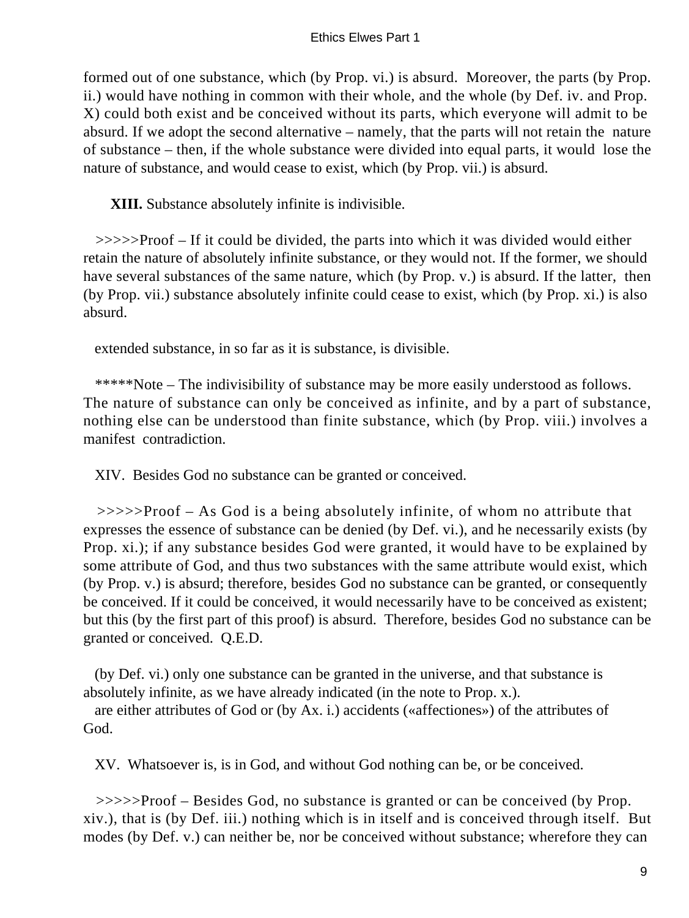formed out of one substance, which (by Prop. vi.) is absurd. Moreover, the parts (by Prop. ii.) would have nothing in common with their whole, and the whole (by Def. iv. and Prop. X) could both exist and be conceived without its parts, which everyone will admit to be absurd. If we adopt the second alternative – namely, that the parts will not retain the nature of substance – then, if the whole substance were divided into equal parts, it would lose the nature of substance, and would cease to exist, which (by Prop. vii.) is absurd.

**XIII.** Substance absolutely infinite is indivisible.

>>>>>Proof – If it could be divided, the parts into which it was divided would either retain the nature of absolutely infinite substance, or they would not. If the former, we should have several substances of the same nature, which (by Prop. v.) is absurd. If the latter, then (by Prop. vii.) substance absolutely infinite could cease to exist, which (by Prop. xi.) is also absurd.

extended substance, in so far as it is substance, is divisible.

*****Note – The indivisibility of substance may be more easily understood as follows. The nature of substance can only be conceived as infinite, and by a part of substance, nothing else can be understood than finite substance, which (by Prop. viii.) involves a manifest contradiction.

XIV. Besides God no substance can be granted or conceived.

>>>>>Proof – As God is a being absolutely infinite, of whom no attribute that expresses the essence of substance can be denied (by Def. vi.), and he necessarily exists (by Prop. xi.); if any substance besides God were granted, it would have to be explained by some attribute of God, and thus two substances with the same attribute would exist, which (by Prop. v.) is absurd; therefore, besides God no substance can be granted, or consequently be conceived. If it could be conceived, it would necessarily have to be conceived as existent; but this (by the first part of this proof) is absurd. Therefore, besides God no substance can be granted or conceived. Q.E.D.

(by Def. vi.) only one substance can be granted in the universe, and that substance is absolutely infinite, as we have already indicated (in the note to Prop. x.).
are either attributes of God or (by Ax. i.) accidents («affectiones») of the attributes of God.

XV. Whatsoever is, is in God, and without God nothing can be, or be conceived.

>>>>>Proof – Besides God, no substance is granted or can be conceived (by Prop. xiv.), that is (by Def. iii.) nothing which is in itself and is conceived through itself. But modes (by Def. v.) can neither be, nor be conceived without substance; wherefore they can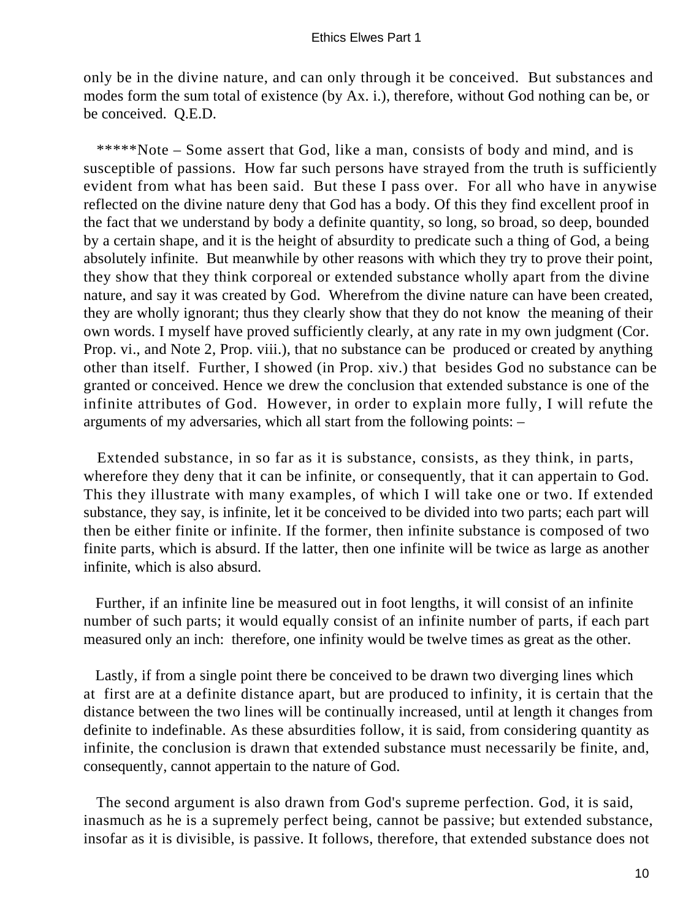only be in the divine nature, and can only through it be conceived. But substances and modes form the sum total of existence (by Ax. i.), therefore, without God nothing can be, or be conceived. Q.E.D.

*****Note – Some assert that God, like a man, consists of body and mind, and is susceptible of passions. How far such persons have strayed from the truth is sufficiently evident from what has been said. But these I pass over. For all who have in anywise reflected on the divine nature deny that God has a body. Of this they find excellent proof in the fact that we understand by body a definite quantity, so long, so broad, so deep, bounded by a certain shape, and it is the height of absurdity to predicate such a thing of God, a being absolutely infinite. But meanwhile by other reasons with which they try to prove their point, they show that they think corporeal or extended substance wholly apart from the divine nature, and say it was created by God. Wherefrom the divine nature can have been created, they are wholly ignorant; thus they clearly show that they do not know the meaning of their own words. I myself have proved sufficiently clearly, at any rate in my own judgment (Cor. Prop. vi., and Note 2, Prop. viii.), that no substance can be produced or created by anything other than itself. Further, I showed (in Prop. xiv.) that besides God no substance can be granted or conceived. Hence we drew the conclusion that extended substance is one of the infinite attributes of God. However, in order to explain more fully, I will refute the arguments of my adversaries, which all start from the following points: –

Extended substance, in so far as it is substance, consists, as they think, in parts, wherefore they deny that it can be infinite, or consequently, that it can appertain to God. This they illustrate with many examples, of which I will take one or two. If extended substance, they say, is infinite, let it be conceived to be divided into two parts; each part will then be either finite or infinite. If the former, then infinite substance is composed of two finite parts, which is absurd. If the latter, then one infinite will be twice as large as another infinite, which is also absurd.

Further, if an infinite line be measured out in foot lengths, it will consist of an infinite number of such parts; it would equally consist of an infinite number of parts, if each part measured only an inch: therefore, one infinity would be twelve times as great as the other.

Lastly, if from a single point there be conceived to be drawn two diverging lines which at first are at a definite distance apart, but are produced to infinity, it is certain that the distance between the two lines will be continually increased, until at length it changes from definite to indefinable. As these absurdities follow, it is said, from considering quantity as infinite, the conclusion is drawn that extended substance must necessarily be finite, and, consequently, cannot appertain to the nature of God.

The second argument is also drawn from God's supreme perfection. God, it is said, inasmuch as he is a supremely perfect being, cannot be passive; but extended substance, insofar as it is divisible, is passive. It follows, therefore, that extended substance does not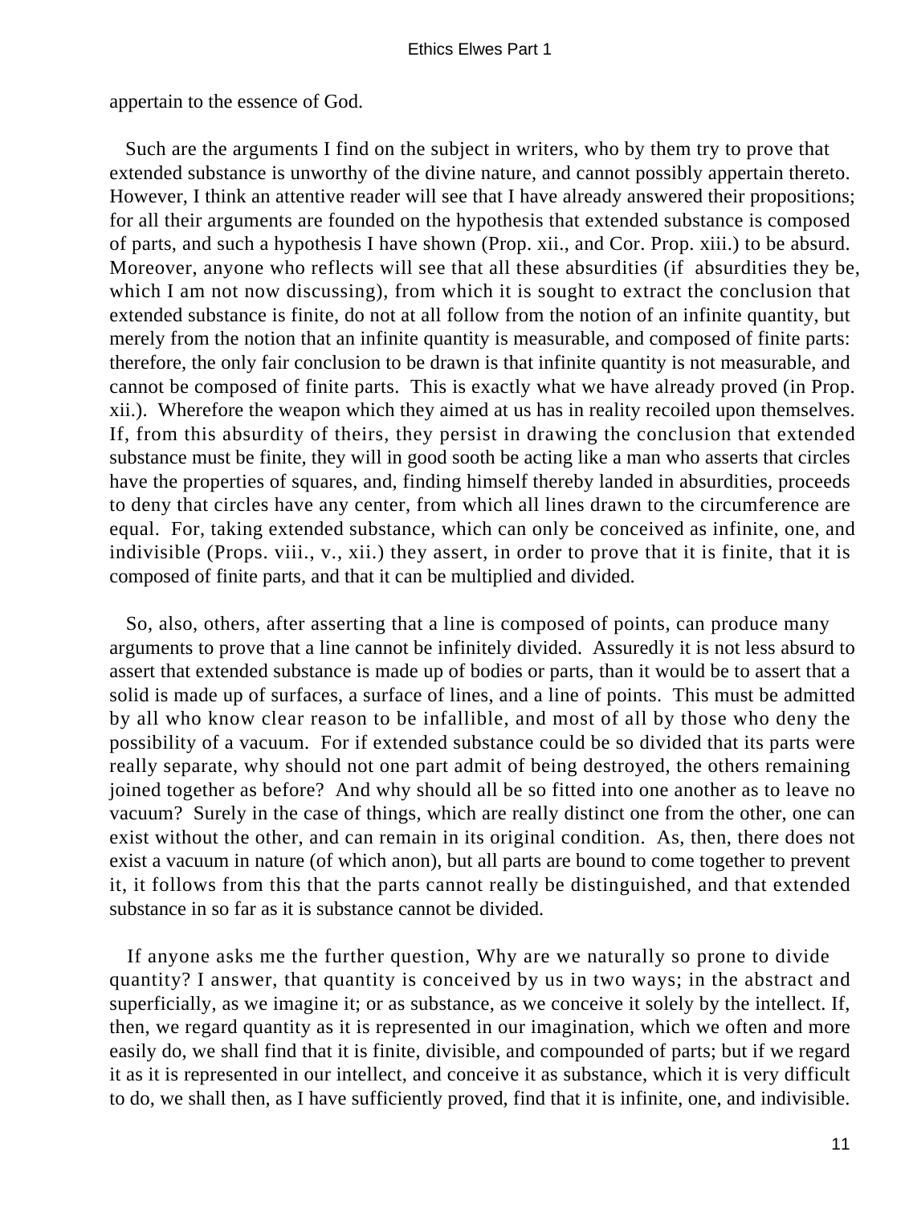appertain to the essence of God.

Such are the arguments I find on the subject in writers, who by them try to prove that extended substance is unworthy of the divine nature, and cannot possibly appertain thereto. However, I think an attentive reader will see that I have already answered their propositions; for all their arguments are founded on the hypothesis that extended substance is composed of parts, and such a hypothesis I have shown (Prop. xii., and Cor. Prop. xiii.) to be absurd. Moreover, anyone who reflects will see that all these absurdities (if absurdities they be, which I am not now discussing), from which it is sought to extract the conclusion that extended substance is finite, do not at all follow from the notion of an infinite quantity, but merely from the notion that an infinite quantity is measurable, and composed of finite parts: therefore, the only fair conclusion to be drawn is that infinite quantity is not measurable, and cannot be composed of finite parts. This is exactly what we have already proved (in Prop. xii.). Wherefore the weapon which they aimed at us has in reality recoiled upon themselves. If, from this absurdity of theirs, they persist in drawing the conclusion that extended substance must be finite, they will in good sooth be acting like a man who asserts that circles have the properties of squares, and, finding himself thereby landed in absurdities, proceeds to deny that circles have any center, from which all lines drawn to the circumference are equal. For, taking extended substance, which can only be conceived as infinite, one, and indivisible (Props. viii., v., xii.) they assert, in order to prove that it is finite, that it is composed of finite parts, and that it can be multiplied and divided.

So, also, others, after asserting that a line is composed of points, can produce many arguments to prove that a line cannot be infinitely divided. Assuredly it is not less absurd to assert that extended substance is made up of bodies or parts, than it would be to assert that a solid is made up of surfaces, a surface of lines, and a line of points. This must be admitted by all who know clear reason to be infallible, and most of all by those who deny the possibility of a vacuum. For if extended substance could be so divided that its parts were really separate, why should not one part admit of being destroyed, the others remaining joined together as before? And why should all be so fitted into one another as to leave no vacuum? Surely in the case of things, which are really distinct one from the other, one can exist without the other, and can remain in its original condition. As, then, there does not exist a vacuum in nature (of which anon), but all parts are bound to come together to prevent it, it follows from this that the parts cannot really be distinguished, and that extended substance in so far as it is substance cannot be divided.

If anyone asks me the further question, Why are we naturally so prone to divide quantity? I answer, that quantity is conceived by us in two ways; in the abstract and superficially, as we imagine it; or as substance, as we conceive it solely by the intellect. If, then, we regard quantity as it is represented in our imagination, which we often and more easily do, we shall find that it is finite, divisible, and compounded of parts; but if we regard it as it is represented in our intellect, and conceive it as substance, which it is very difficult to do, we shall then, as I have sufficiently proved, find that it is infinite, one, and indivisible.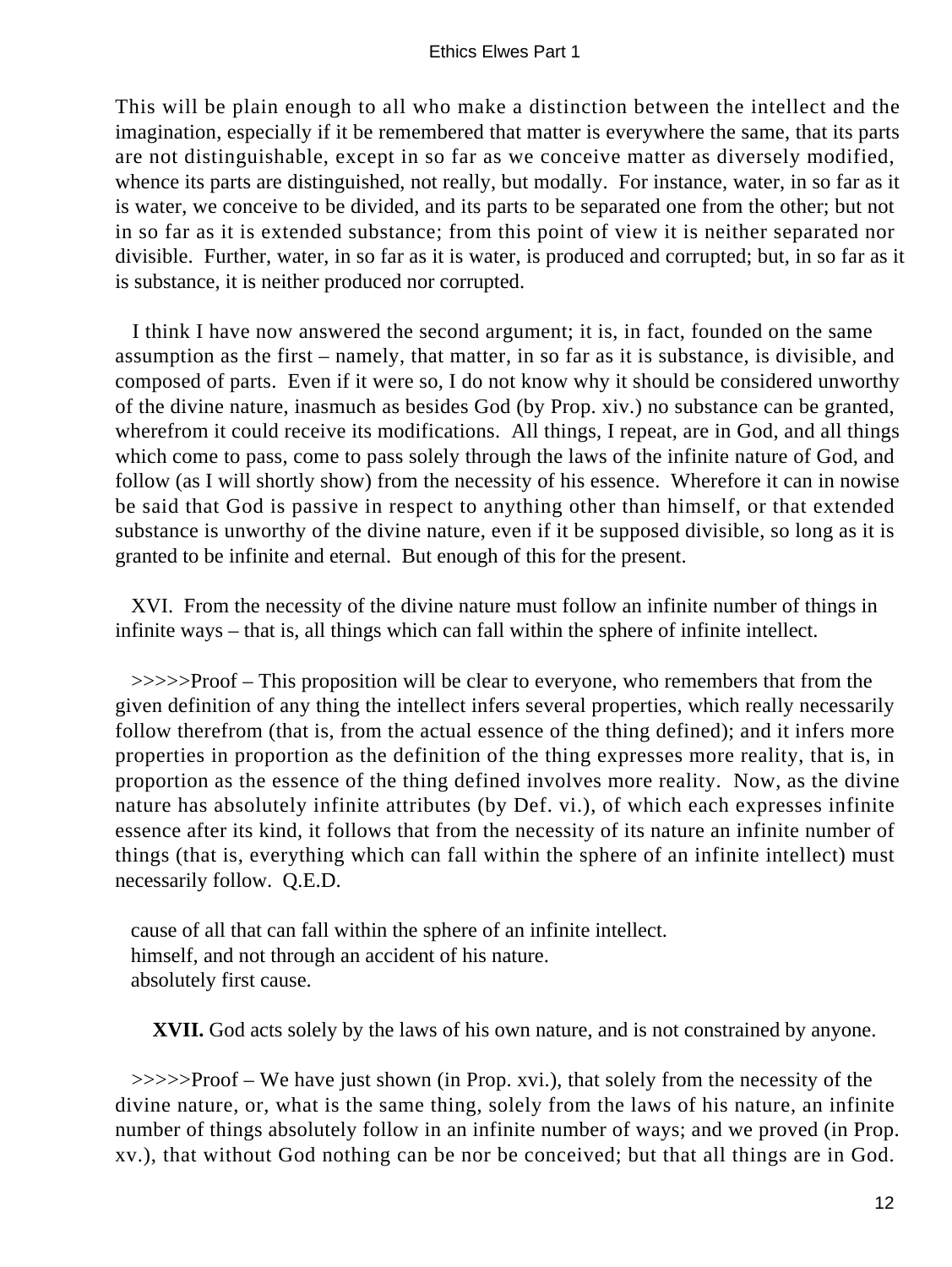This will be plain enough to all who make a distinction between the intellect and the imagination, especially if it be remembered that matter is everywhere the same, that its parts are not distinguishable, except in so far as we conceive matter as diversely modified, whence its parts are distinguished, not really, but modally. For instance, water, in so far as it is water, we conceive to be divided, and its parts to be separated one from the other; but not in so far as it is extended substance; from this point of view it is neither separated nor divisible. Further, water, in so far as it is water, is produced and corrupted; but, in so far as it is substance, it is neither produced nor corrupted.

I think I have now answered the second argument; it is, in fact, founded on the same assumption as the first – namely, that matter, in so far as it is substance, is divisible, and composed of parts. Even if it were so, I do not know why it should be considered unworthy of the divine nature, inasmuch as besides God (by Prop. xiv.) no substance can be granted, wherefrom it could receive its modifications. All things, I repeat, are in God, and all things which come to pass, come to pass solely through the laws of the infinite nature of God, and follow (as I will shortly show) from the necessity of his essence. Wherefore it can in nowise be said that God is passive in respect to anything other than himself, or that extended substance is unworthy of the divine nature, even if it be supposed divisible, so long as it is granted to be infinite and eternal. But enough of this for the present.

XVI. From the necessity of the divine nature must follow an infinite number of things in infinite ways – that is, all things which can fall within the sphere of infinite intellect.

>>>>>Proof – This proposition will be clear to everyone, who remembers that from the given definition of any thing the intellect infers several properties, which really necessarily follow therefrom (that is, from the actual essence of the thing defined); and it infers more properties in proportion as the definition of the thing expresses more reality, that is, in proportion as the essence of the thing defined involves more reality. Now, as the divine nature has absolutely infinite attributes (by Def. vi.), of which each expresses infinite essence after its kind, it follows that from the necessity of its nature an infinite number of things (that is, everything which can fall within the sphere of an infinite intellect) must necessarily follow. Q.E.D.

cause of all that can fall within the sphere of an infinite intellect.
himself, and not through an accident of his nature.
absolutely first cause.

**XVII.** God acts solely by the laws of his own nature, and is not constrained by anyone.

>>>>>Proof – We have just shown (in Prop. xvi.), that solely from the necessity of the divine nature, or, what is the same thing, solely from the laws of his nature, an infinite number of things absolutely follow in an infinite number of ways; and we proved (in Prop. xv.), that without God nothing can be nor be conceived; but that all things are in God.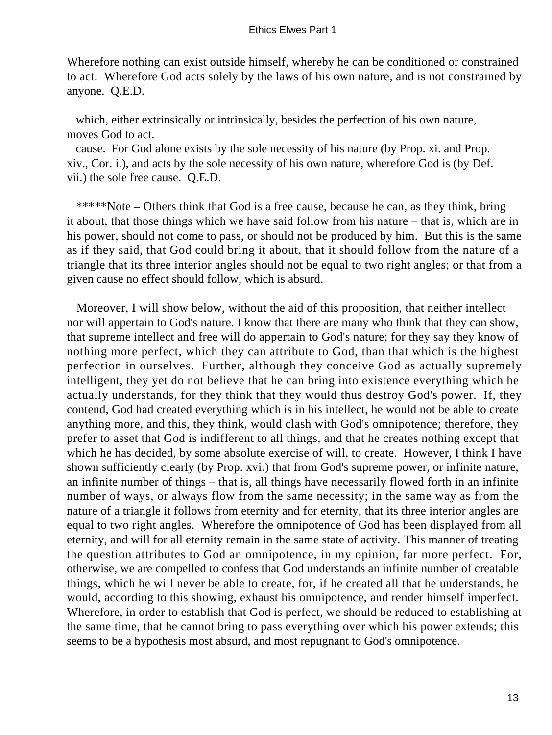Wherefore nothing can exist outside himself, whereby he can be conditioned or constrained to act. Wherefore God acts solely by the laws of his own nature, and is not constrained by anyone. Q.E.D.

which, either extrinsically or intrinsically, besides the perfection of his own nature, moves God to act.

cause. For God alone exists by the sole necessity of his nature (by Prop. xi. and Prop. xiv., Cor. i.), and acts by the sole necessity of his own nature, wherefore God is (by Def. vii.) the sole free cause. Q.E.D.

*****Note – Others think that God is a free cause, because he can, as they think, bring it about, that those things which we have said follow from his nature – that is, which are in his power, should not come to pass, or should not be produced by him. But this is the same as if they said, that God could bring it about, that it should follow from the nature of a triangle that its three interior angles should not be equal to two right angles; or that from a given cause no effect should follow, which is absurd.

Moreover, I will show below, without the aid of this proposition, that neither intellect nor will appertain to God's nature. I know that there are many who think that they can show, that supreme intellect and free will do appertain to God's nature; for they say they know of nothing more perfect, which they can attribute to God, than that which is the highest perfection in ourselves. Further, although they conceive God as actually supremely intelligent, they yet do not believe that he can bring into existence everything which he actually understands, for they think that they would thus destroy God's power. If, they contend, God had created everything which is in his intellect, he would not be able to create anything more, and this, they think, would clash with God's omnipotence; therefore, they prefer to asset that God is indifferent to all things, and that he creates nothing except that which he has decided, by some absolute exercise of will, to create. However, I think I have shown sufficiently clearly (by Prop. xvi.) that from God's supreme power, or infinite nature, an infinite number of things – that is, all things have necessarily flowed forth in an infinite number of ways, or always flow from the same necessity; in the same way as from the nature of a triangle it follows from eternity and for eternity, that its three interior angles are equal to two right angles. Wherefore the omnipotence of God has been displayed from all eternity, and will for all eternity remain in the same state of activity. This manner of treating the question attributes to God an omnipotence, in my opinion, far more perfect. For, otherwise, we are compelled to confess that God understands an infinite number of creatable things, which he will never be able to create, for, if he created all that he understands, he would, according to this showing, exhaust his omnipotence, and render himself imperfect. Wherefore, in order to establish that God is perfect, we should be reduced to establishing at the same time, that he cannot bring to pass everything over which his power extends; this seems to be a hypothesis most absurd, and most repugnant to God's omnipotence.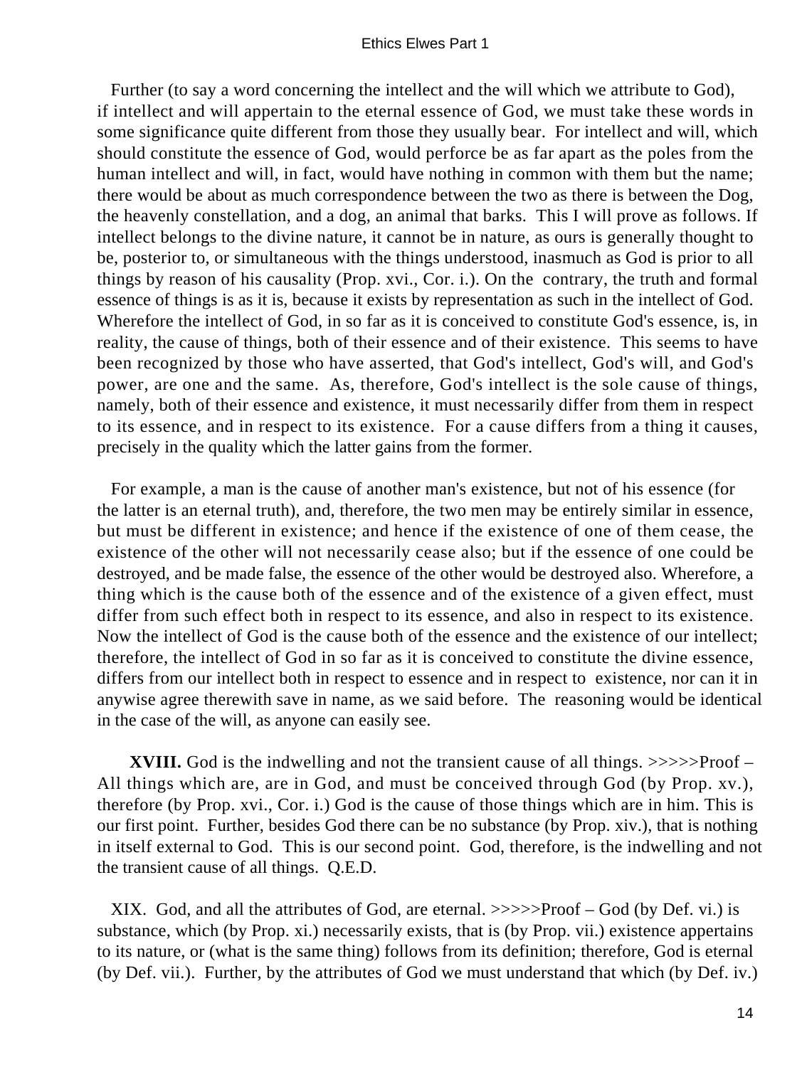Further (to say a word concerning the intellect and the will which we attribute to God), if intellect and will appertain to the eternal essence of God, we must take these words in some significance quite different from those they usually bear. For intellect and will, which should constitute the essence of God, would perforce be as far apart as the poles from the human intellect and will, in fact, would have nothing in common with them but the name; there would be about as much correspondence between the two as there is between the Dog, the heavenly constellation, and a dog, an animal that barks. This I will prove as follows. If intellect belongs to the divine nature, it cannot be in nature, as ours is generally thought to be, posterior to, or simultaneous with the things understood, inasmuch as God is prior to all things by reason of his causality (Prop. xvi., Cor. i.). On the contrary, the truth and formal essence of things is as it is, because it exists by representation as such in the intellect of God. Wherefore the intellect of God, in so far as it is conceived to constitute God's essence, is, in reality, the cause of things, both of their essence and of their existence. This seems to have been recognized by those who have asserted, that God's intellect, God's will, and God's power, are one and the same. As, therefore, God's intellect is the sole cause of things, namely, both of their essence and existence, it must necessarily differ from them in respect to its essence, and in respect to its existence. For a cause differs from a thing it causes, precisely in the quality which the latter gains from the former.

For example, a man is the cause of another man's existence, but not of his essence (for the latter is an eternal truth), and, therefore, the two men may be entirely similar in essence, but must be different in existence; and hence if the existence of one of them cease, the existence of the other will not necessarily cease also; but if the essence of one could be destroyed, and be made false, the essence of the other would be destroyed also. Wherefore, a thing which is the cause both of the essence and of the existence of a given effect, must differ from such effect both in respect to its essence, and also in respect to its existence. Now the intellect of God is the cause both of the essence and the existence of our intellect; therefore, the intellect of God in so far as it is conceived to constitute the divine essence, differs from our intellect both in respect to essence and in respect to existence, nor can it in anywise agree therewith save in name, as we said before. The reasoning would be identical in the case of the will, as anyone can easily see.

**XVIII.** God is the indwelling and not the transient cause of all things. >>>>>Proof – All things which are, are in God, and must be conceived through God (by Prop. xv.), therefore (by Prop. xvi., Cor. i.) God is the cause of those things which are in him. This is our first point. Further, besides God there can be no substance (by Prop. xiv.), that is nothing in itself external to God. This is our second point. God, therefore, is the indwelling and not the transient cause of all things. Q.E.D.

XIX. God, and all the attributes of God, are eternal. >>>>>Proof – God (by Def. vi.) is substance, which (by Prop. xi.) necessarily exists, that is (by Prop. vii.) existence appertains to its nature, or (what is the same thing) follows from its definition; therefore, God is eternal (by Def. vii.). Further, by the attributes of God we must understand that which (by Def. iv.)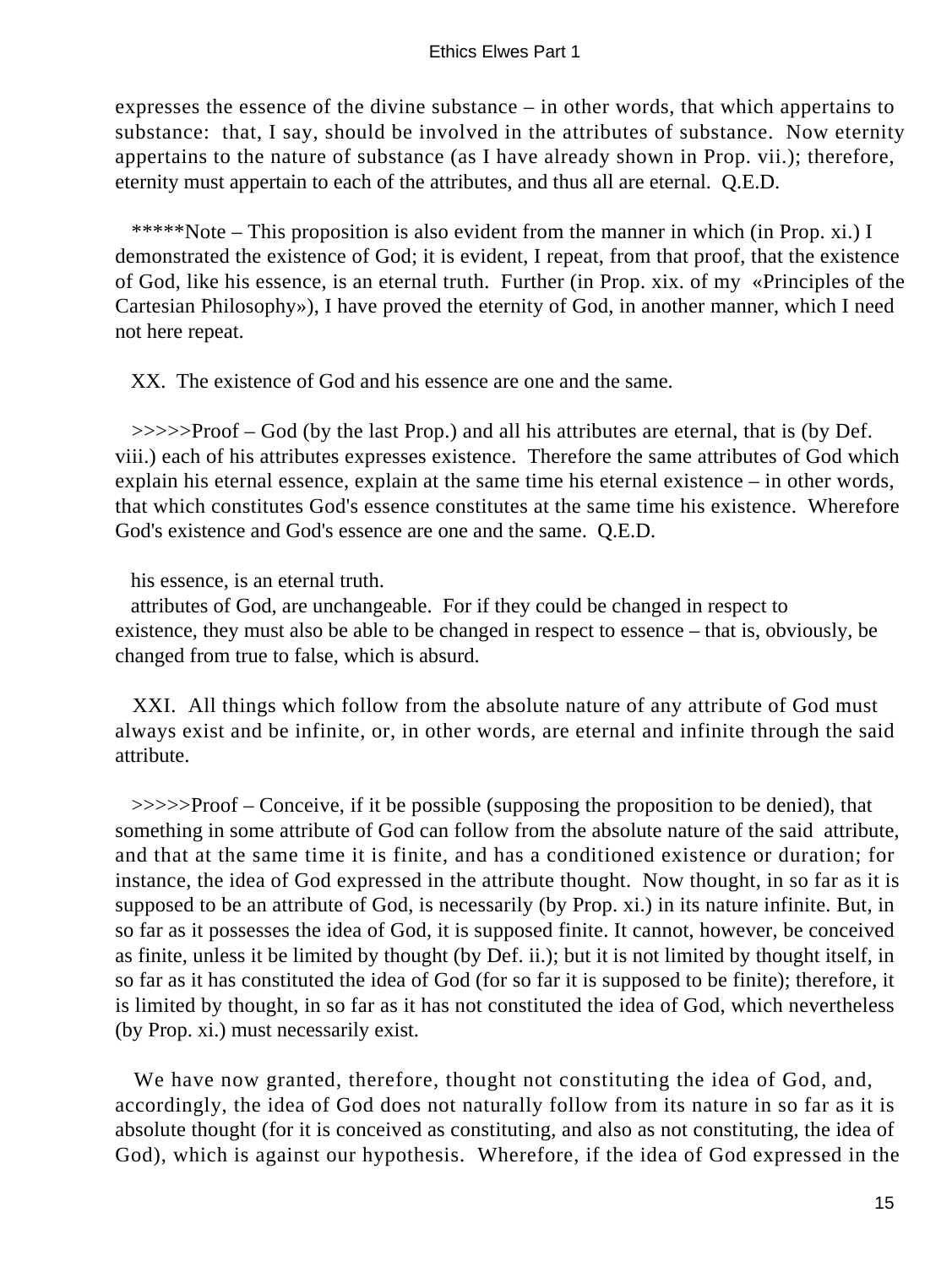expresses the essence of the divine substance – in other words, that which appertains to substance: that, I say, should be involved in the attributes of substance. Now eternity appertains to the nature of substance (as I have already shown in Prop. vii.); therefore, eternity must appertain to each of the attributes, and thus all are eternal. Q.E.D.

*****Note – This proposition is also evident from the manner in which (in Prop. xi.) I demonstrated the existence of God; it is evident, I repeat, from that proof, that the existence of God, like his essence, is an eternal truth. Further (in Prop. xix. of my «Principles of the Cartesian Philosophy»), I have proved the eternity of God, in another manner, which I need not here repeat.

XX. The existence of God and his essence are one and the same.

>>>>>Proof – God (by the last Prop.) and all his attributes are eternal, that is (by Def. viii.) each of his attributes expresses existence. Therefore the same attributes of God which explain his eternal essence, explain at the same time his eternal existence – in other words, that which constitutes God's essence constitutes at the same time his existence. Wherefore God's existence and God's essence are one and the same. Q.E.D.

his essence, is an eternal truth.
attributes of God, are unchangeable. For if they could be changed in respect to existence, they must also be able to be changed in respect to essence – that is, obviously, be changed from true to false, which is absurd.

XXI. All things which follow from the absolute nature of any attribute of God must always exist and be infinite, or, in other words, are eternal and infinite through the said attribute.

>>>>>Proof – Conceive, if it be possible (supposing the proposition to be denied), that something in some attribute of God can follow from the absolute nature of the said attribute, and that at the same time it is finite, and has a conditioned existence or duration; for instance, the idea of God expressed in the attribute thought. Now thought, in so far as it is supposed to be an attribute of God, is necessarily (by Prop. xi.) in its nature infinite. But, in so far as it possesses the idea of God, it is supposed finite. It cannot, however, be conceived as finite, unless it be limited by thought (by Def. ii.); but it is not limited by thought itself, in so far as it has constituted the idea of God (for so far it is supposed to be finite); therefore, it is limited by thought, in so far as it has not constituted the idea of God, which nevertheless (by Prop. xi.) must necessarily exist.

We have now granted, therefore, thought not constituting the idea of God, and, accordingly, the idea of God does not naturally follow from its nature in so far as it is absolute thought (for it is conceived as constituting, and also as not constituting, the idea of God), which is against our hypothesis. Wherefore, if the idea of God expressed in the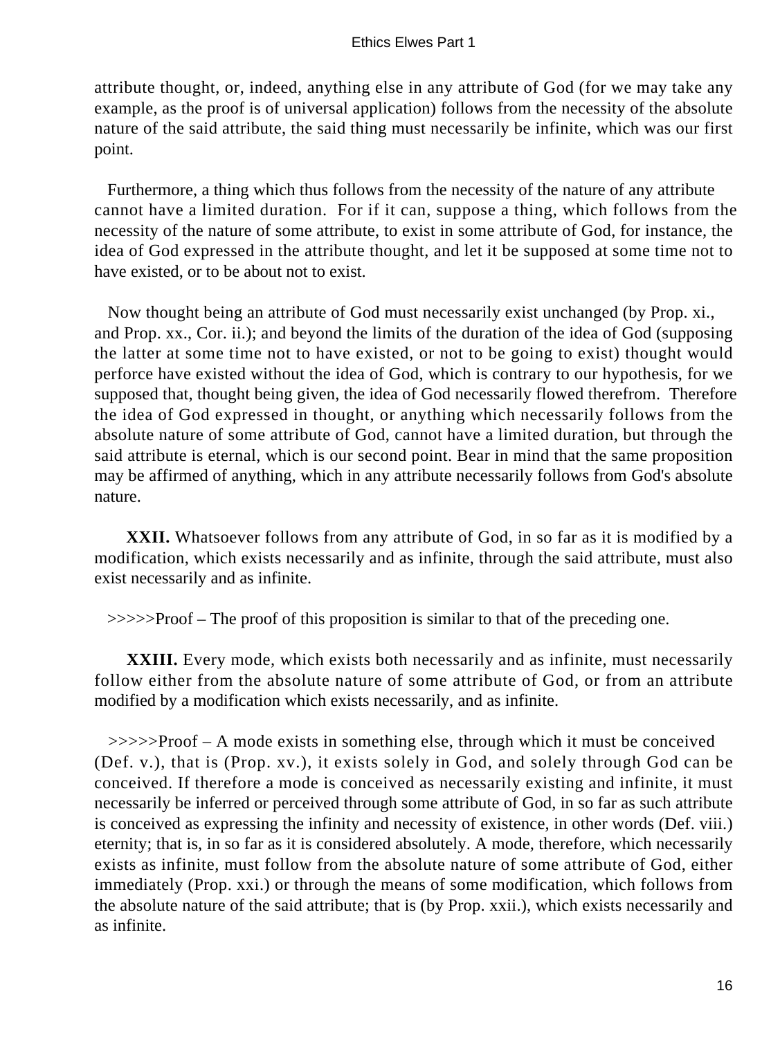attribute thought, or, indeed, anything else in any attribute of God (for we may take any example, as the proof is of universal application) follows from the necessity of the absolute nature of the said attribute, the said thing must necessarily be infinite, which was our first point.

Furthermore, a thing which thus follows from the necessity of the nature of any attribute cannot have a limited duration. For if it can, suppose a thing, which follows from the necessity of the nature of some attribute, to exist in some attribute of God, for instance, the idea of God expressed in the attribute thought, and let it be supposed at some time not to have existed, or to be about not to exist.

Now thought being an attribute of God must necessarily exist unchanged (by Prop. xi., and Prop. xx., Cor. ii.); and beyond the limits of the duration of the idea of God (supposing the latter at some time not to have existed, or not to be going to exist) thought would perforce have existed without the idea of God, which is contrary to our hypothesis, for we supposed that, thought being given, the idea of God necessarily flowed therefrom. Therefore the idea of God expressed in thought, or anything which necessarily follows from the absolute nature of some attribute of God, cannot have a limited duration, but through the said attribute is eternal, which is our second point. Bear in mind that the same proposition may be affirmed of anything, which in any attribute necessarily follows from God's absolute nature.

**XXII.** Whatsoever follows from any attribute of God, in so far as it is modified by a modification, which exists necessarily and as infinite, through the said attribute, must also exist necessarily and as infinite.

>>>>>Proof – The proof of this proposition is similar to that of the preceding one.

**XXIII.** Every mode, which exists both necessarily and as infinite, must necessarily follow either from the absolute nature of some attribute of God, or from an attribute modified by a modification which exists necessarily, and as infinite.

>>>>>Proof – A mode exists in something else, through which it must be conceived (Def. v.), that is (Prop. xv.), it exists solely in God, and solely through God can be conceived. If therefore a mode is conceived as necessarily existing and infinite, it must necessarily be inferred or perceived through some attribute of God, in so far as such attribute is conceived as expressing the infinity and necessity of existence, in other words (Def. viii.) eternity; that is, in so far as it is considered absolutely. A mode, therefore, which necessarily exists as infinite, must follow from the absolute nature of some attribute of God, either immediately (Prop. xxi.) or through the means of some modification, which follows from the absolute nature of the said attribute; that is (by Prop. xxii.), which exists necessarily and as infinite.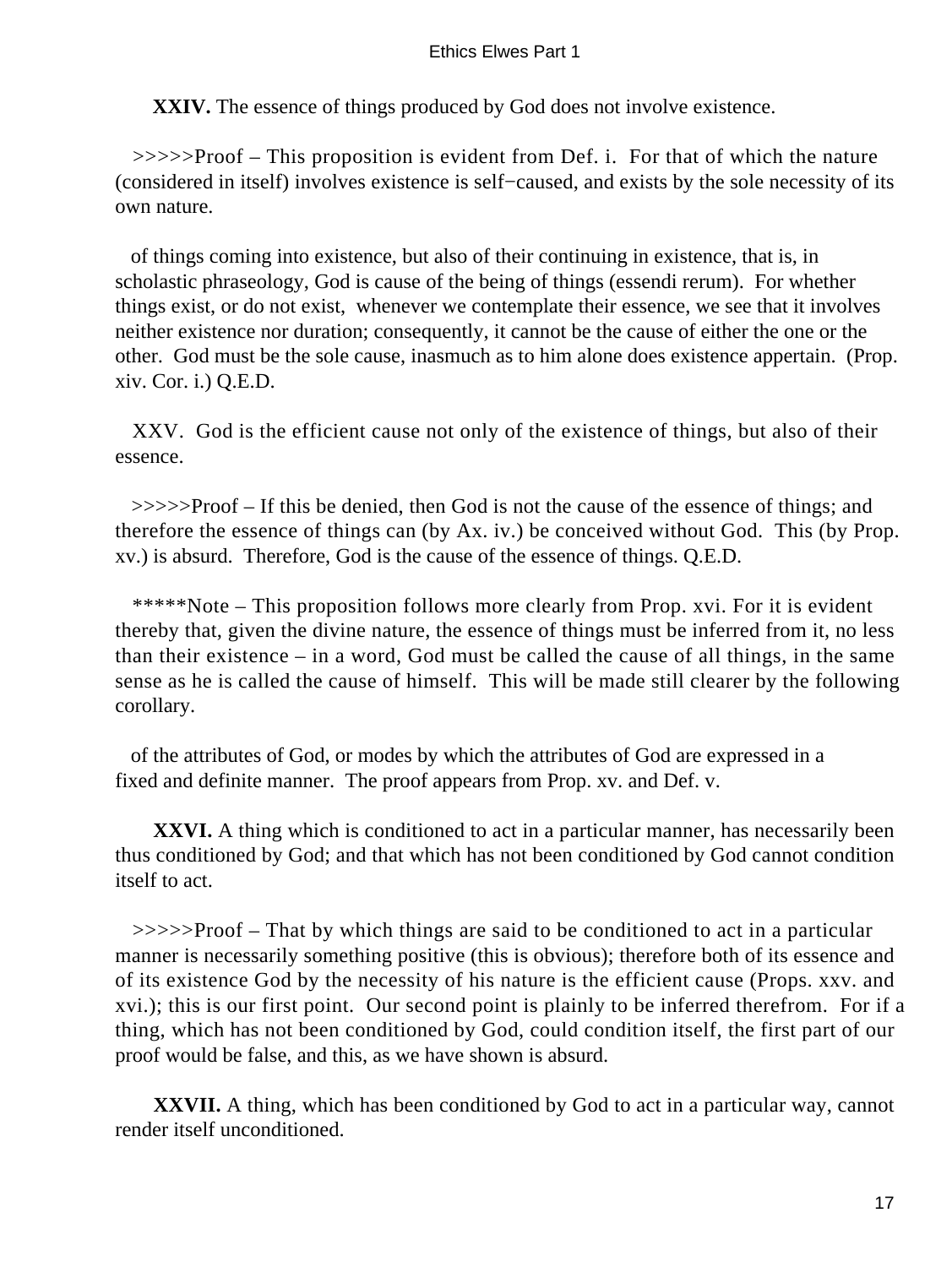**XXIV.** The essence of things produced by God does not involve existence.

>>>>>Proof – This proposition is evident from Def. i. For that of which the nature (considered in itself) involves existence is self−caused, and exists by the sole necessity of its own nature.

of things coming into existence, but also of their continuing in existence, that is, in scholastic phraseology, God is cause of the being of things (essendi rerum). For whether things exist, or do not exist, whenever we contemplate their essence, we see that it involves neither existence nor duration; consequently, it cannot be the cause of either the one or the other. God must be the sole cause, inasmuch as to him alone does existence appertain. (Prop. xiv. Cor. i.) Q.E.D.

XXV. God is the efficient cause not only of the existence of things, but also of their essence.

>>>>>Proof – If this be denied, then God is not the cause of the essence of things; and therefore the essence of things can (by Ax. iv.) be conceived without God. This (by Prop. xv.) is absurd. Therefore, God is the cause of the essence of things. Q.E.D.

*****Note – This proposition follows more clearly from Prop. xvi. For it is evident thereby that, given the divine nature, the essence of things must be inferred from it, no less than their existence – in a word, God must be called the cause of all things, in the same sense as he is called the cause of himself. This will be made still clearer by the following corollary.

of the attributes of God, or modes by which the attributes of God are expressed in a fixed and definite manner. The proof appears from Prop. xv. and Def. v.

**XXVI.** A thing which is conditioned to act in a particular manner, has necessarily been thus conditioned by God; and that which has not been conditioned by God cannot condition itself to act.

>>>>>Proof – That by which things are said to be conditioned to act in a particular manner is necessarily something positive (this is obvious); therefore both of its essence and of its existence God by the necessity of his nature is the efficient cause (Props. xxv. and xvi.); this is our first point. Our second point is plainly to be inferred therefrom. For if a thing, which has not been conditioned by God, could condition itself, the first part of our proof would be false, and this, as we have shown is absurd.

**XXVII.** A thing, which has been conditioned by God to act in a particular way, cannot render itself unconditioned.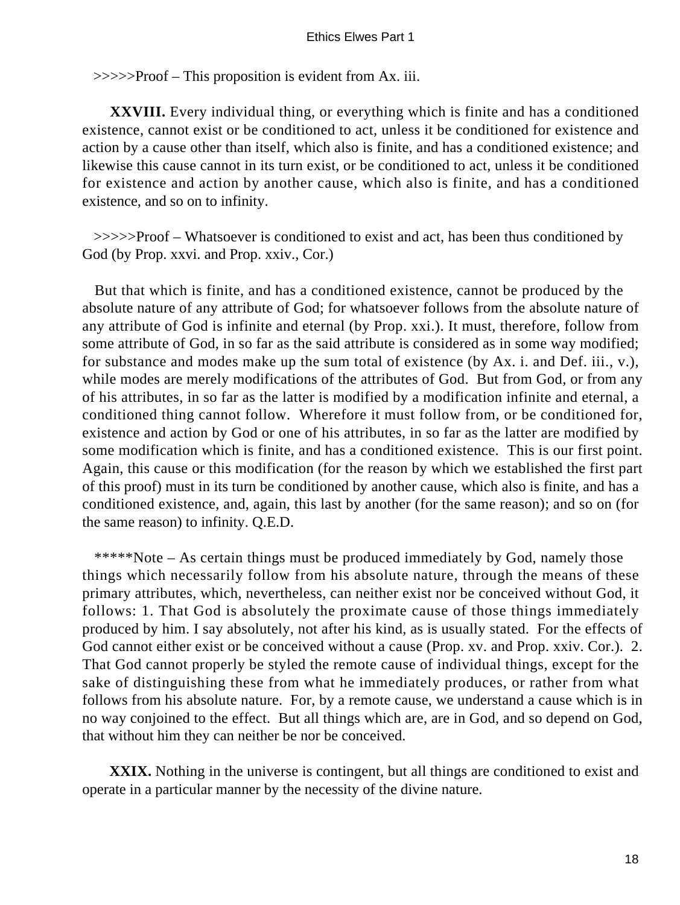>>>>>Proof – This proposition is evident from Ax. iii.

**XXVIII.** Every individual thing, or everything which is finite and has a conditioned existence, cannot exist or be conditioned to act, unless it be conditioned for existence and action by a cause other than itself, which also is finite, and has a conditioned existence; and likewise this cause cannot in its turn exist, or be conditioned to act, unless it be conditioned for existence and action by another cause, which also is finite, and has a conditioned existence, and so on to infinity.

>>>>>Proof – Whatsoever is conditioned to exist and act, has been thus conditioned by God (by Prop. xxvi. and Prop. xxiv., Cor.)

But that which is finite, and has a conditioned existence, cannot be produced by the absolute nature of any attribute of God; for whatsoever follows from the absolute nature of any attribute of God is infinite and eternal (by Prop. xxi.). It must, therefore, follow from some attribute of God, in so far as the said attribute is considered as in some way modified; for substance and modes make up the sum total of existence (by Ax. i. and Def. iii., v.), while modes are merely modifications of the attributes of God. But from God, or from any of his attributes, in so far as the latter is modified by a modification infinite and eternal, a conditioned thing cannot follow. Wherefore it must follow from, or be conditioned for, existence and action by God or one of his attributes, in so far as the latter are modified by some modification which is finite, and has a conditioned existence. This is our first point. Again, this cause or this modification (for the reason by which we established the first part of this proof) must in its turn be conditioned by another cause, which also is finite, and has a conditioned existence, and, again, this last by another (for the same reason); and so on (for the same reason) to infinity. Q.E.D.

*****Note – As certain things must be produced immediately by God, namely those things which necessarily follow from his absolute nature, through the means of these primary attributes, which, nevertheless, can neither exist nor be conceived without God, it follows: 1. That God is absolutely the proximate cause of those things immediately produced by him. I say absolutely, not after his kind, as is usually stated. For the effects of God cannot either exist or be conceived without a cause (Prop. xv. and Prop. xxiv. Cor.). 2. That God cannot properly be styled the remote cause of individual things, except for the sake of distinguishing these from what he immediately produces, or rather from what follows from his absolute nature. For, by a remote cause, we understand a cause which is in no way conjoined to the effect. But all things which are, are in God, and so depend on God, that without him they can neither be nor be conceived.

**XXIX.** Nothing in the universe is contingent, but all things are conditioned to exist and operate in a particular manner by the necessity of the divine nature.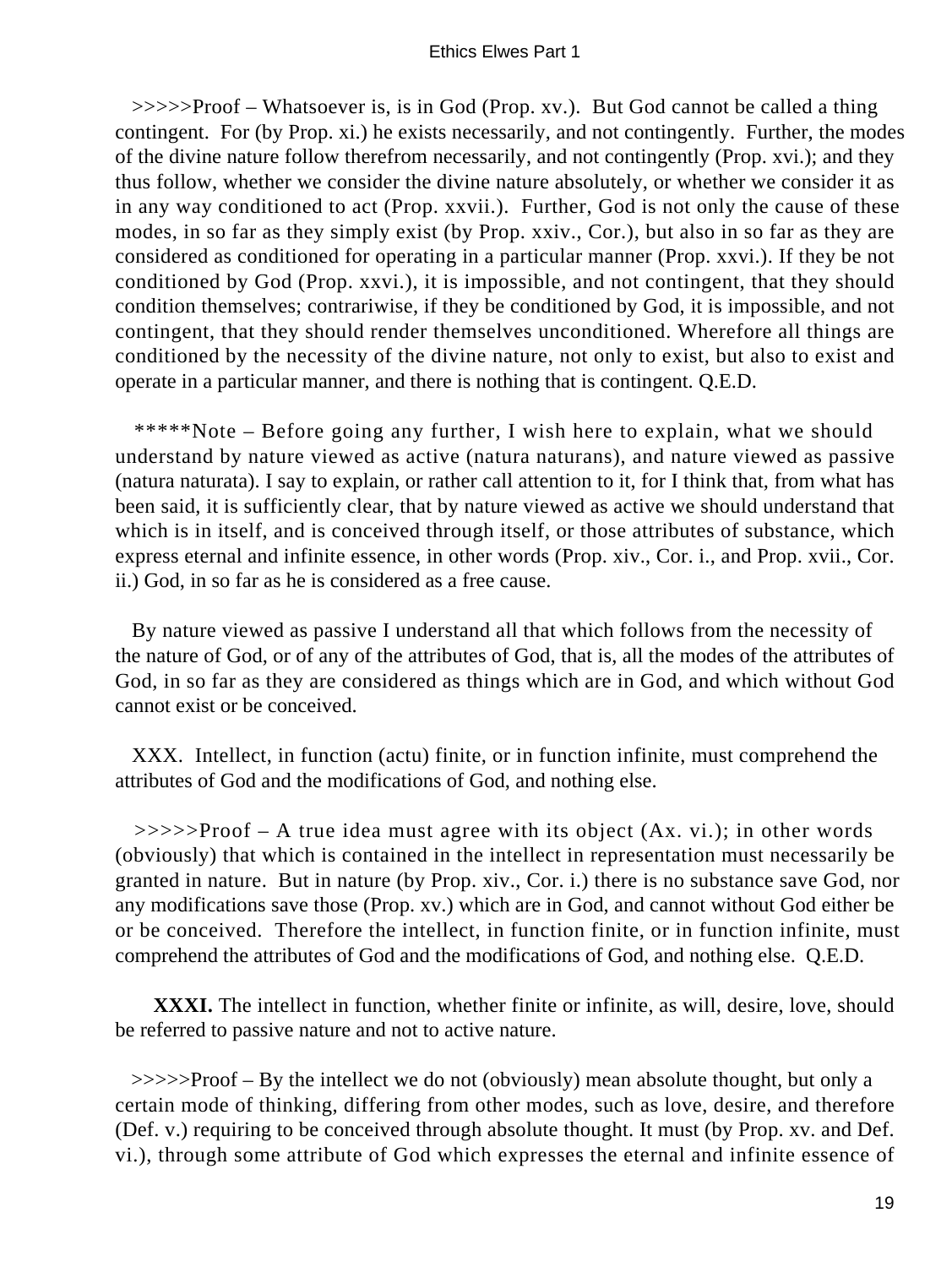>>>>>Proof – Whatsoever is, is in God (Prop. xv.). But God cannot be called a thing contingent. For (by Prop. xi.) he exists necessarily, and not contingently. Further, the modes of the divine nature follow therefrom necessarily, and not contingently (Prop. xvi.); and they thus follow, whether we consider the divine nature absolutely, or whether we consider it as in any way conditioned to act (Prop. xxvii.). Further, God is not only the cause of these modes, in so far as they simply exist (by Prop. xxiv., Cor.), but also in so far as they are considered as conditioned for operating in a particular manner (Prop. xxvi.). If they be not conditioned by God (Prop. xxvi.), it is impossible, and not contingent, that they should condition themselves; contrariwise, if they be conditioned by God, it is impossible, and not contingent, that they should render themselves unconditioned. Wherefore all things are conditioned by the necessity of the divine nature, not only to exist, but also to exist and operate in a particular manner, and there is nothing that is contingent. Q.E.D.

*****Note – Before going any further, I wish here to explain, what we should understand by nature viewed as active (natura naturans), and nature viewed as passive (natura naturata). I say to explain, or rather call attention to it, for I think that, from what has been said, it is sufficiently clear, that by nature viewed as active we should understand that which is in itself, and is conceived through itself, or those attributes of substance, which express eternal and infinite essence, in other words (Prop. xiv., Cor. i., and Prop. xvii., Cor. ii.) God, in so far as he is considered as a free cause.

By nature viewed as passive I understand all that which follows from the necessity of the nature of God, or of any of the attributes of God, that is, all the modes of the attributes of God, in so far as they are considered as things which are in God, and which without God cannot exist or be conceived.

XXX. Intellect, in function (actu) finite, or in function infinite, must comprehend the attributes of God and the modifications of God, and nothing else.

>>>>>Proof – A true idea must agree with its object (Ax. vi.); in other words (obviously) that which is contained in the intellect in representation must necessarily be granted in nature. But in nature (by Prop. xiv., Cor. i.) there is no substance save God, nor any modifications save those (Prop. xv.) which are in God, and cannot without God either be or be conceived. Therefore the intellect, in function finite, or in function infinite, must comprehend the attributes of God and the modifications of God, and nothing else. Q.E.D.

**XXXI.** The intellect in function, whether finite or infinite, as will, desire, love, should be referred to passive nature and not to active nature.

>>>>>Proof – By the intellect we do not (obviously) mean absolute thought, but only a certain mode of thinking, differing from other modes, such as love, desire, and therefore (Def. v.) requiring to be conceived through absolute thought. It must (by Prop. xv. and Def. vi.), through some attribute of God which expresses the eternal and infinite essence of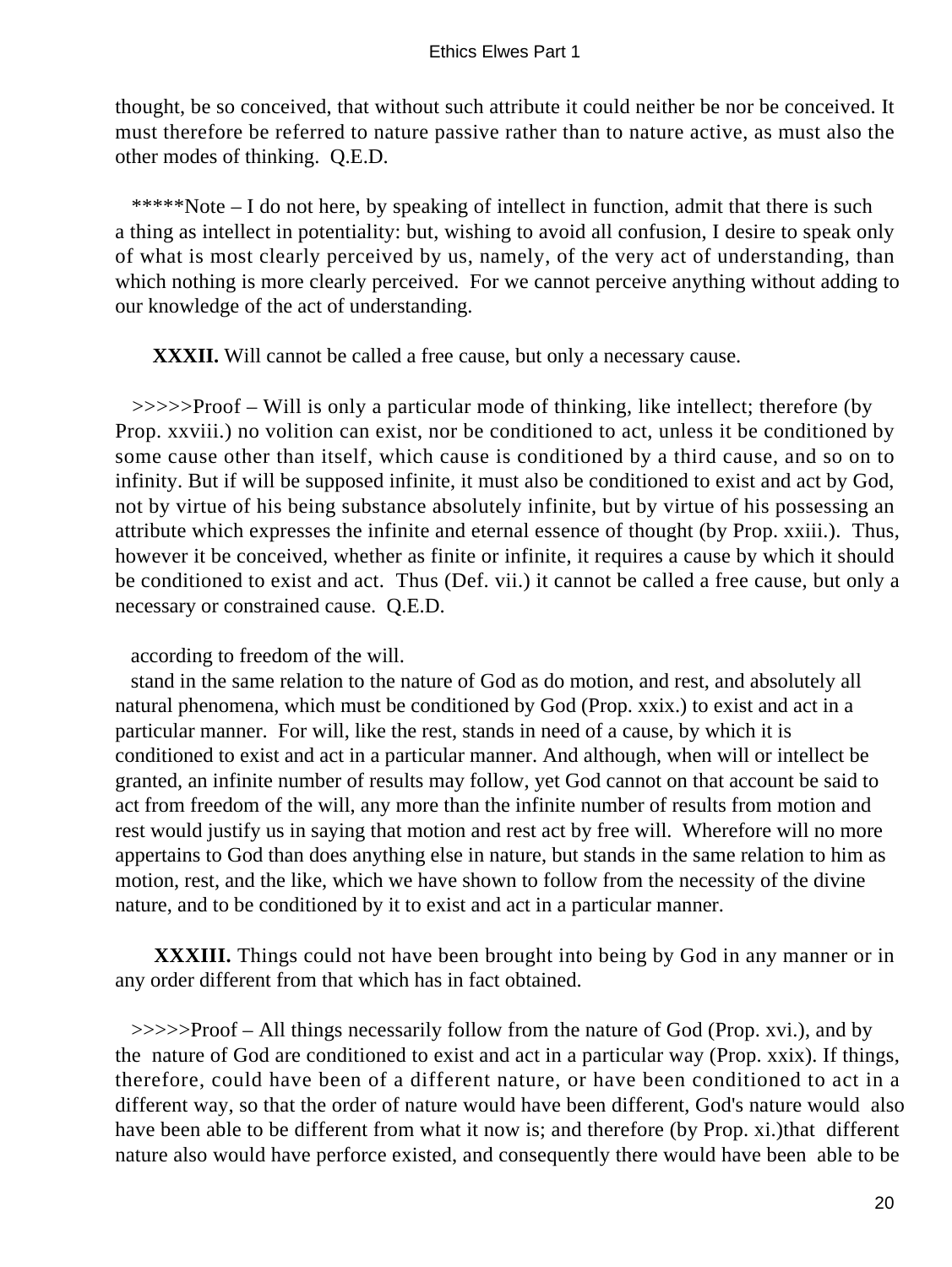thought, be so conceived, that without such attribute it could neither be nor be conceived. It must therefore be referred to nature passive rather than to nature active, as must also the other modes of thinking. Q.E.D.

*****Note – I do not here, by speaking of intellect in function, admit that there is such a thing as intellect in potentiality: but, wishing to avoid all confusion, I desire to speak only of what is most clearly perceived by us, namely, of the very act of understanding, than which nothing is more clearly perceived. For we cannot perceive anything without adding to our knowledge of the act of understanding.

**XXXII.** Will cannot be called a free cause, but only a necessary cause.

>>>>>Proof – Will is only a particular mode of thinking, like intellect; therefore (by Prop. xxviii.) no volition can exist, nor be conditioned to act, unless it be conditioned by some cause other than itself, which cause is conditioned by a third cause, and so on to infinity. But if will be supposed infinite, it must also be conditioned to exist and act by God, not by virtue of his being substance absolutely infinite, but by virtue of his possessing an attribute which expresses the infinite and eternal essence of thought (by Prop. xxiii.). Thus, however it be conceived, whether as finite or infinite, it requires a cause by which it should be conditioned to exist and act. Thus (Def. vii.) it cannot be called a free cause, but only a necessary or constrained cause. Q.E.D.

according to freedom of the will.

stand in the same relation to the nature of God as do motion, and rest, and absolutely all natural phenomena, which must be conditioned by God (Prop. xxix.) to exist and act in a particular manner. For will, like the rest, stands in need of a cause, by which it is conditioned to exist and act in a particular manner. And although, when will or intellect be granted, an infinite number of results may follow, yet God cannot on that account be said to act from freedom of the will, any more than the infinite number of results from motion and rest would justify us in saying that motion and rest act by free will. Wherefore will no more appertains to God than does anything else in nature, but stands in the same relation to him as motion, rest, and the like, which we have shown to follow from the necessity of the divine nature, and to be conditioned by it to exist and act in a particular manner.

**XXXIII.** Things could not have been brought into being by God in any manner or in any order different from that which has in fact obtained.

>>>>>Proof – All things necessarily follow from the nature of God (Prop. xvi.), and by the nature of God are conditioned to exist and act in a particular way (Prop. xxix). If things, therefore, could have been of a different nature, or have been conditioned to act in a different way, so that the order of nature would have been different, God's nature would also have been able to be different from what it now is; and therefore (by Prop. xi.)that different nature also would have perforce existed, and consequently there would have been able to be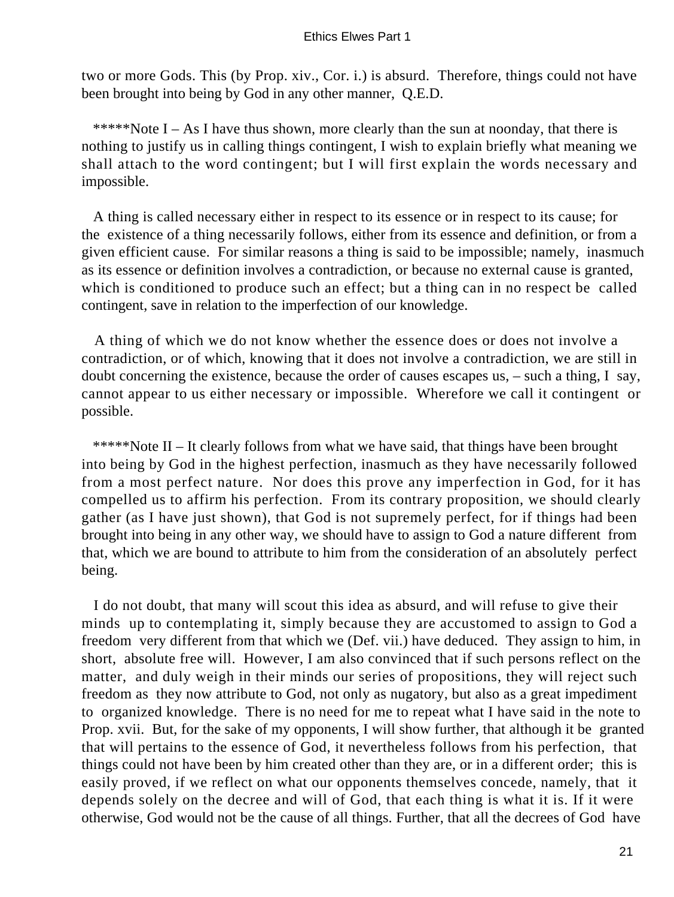two or more Gods. This (by Prop. xiv., Cor. i.) is absurd. Therefore, things could not have been brought into being by God in any other manner, Q.E.D.

*****Note I – As I have thus shown, more clearly than the sun at noonday, that there is nothing to justify us in calling things contingent, I wish to explain briefly what meaning we shall attach to the word contingent; but I will first explain the words necessary and impossible.

A thing is called necessary either in respect to its essence or in respect to its cause; for the existence of a thing necessarily follows, either from its essence and definition, or from a given efficient cause. For similar reasons a thing is said to be impossible; namely, inasmuch as its essence or definition involves a contradiction, or because no external cause is granted, which is conditioned to produce such an effect; but a thing can in no respect be called contingent, save in relation to the imperfection of our knowledge.

A thing of which we do not know whether the essence does or does not involve a contradiction, or of which, knowing that it does not involve a contradiction, we are still in doubt concerning the existence, because the order of causes escapes us, – such a thing, I say, cannot appear to us either necessary or impossible. Wherefore we call it contingent or possible.

*****Note II – It clearly follows from what we have said, that things have been brought into being by God in the highest perfection, inasmuch as they have necessarily followed from a most perfect nature. Nor does this prove any imperfection in God, for it has compelled us to affirm his perfection. From its contrary proposition, we should clearly gather (as I have just shown), that God is not supremely perfect, for if things had been brought into being in any other way, we should have to assign to God a nature different from that, which we are bound to attribute to him from the consideration of an absolutely perfect being.

I do not doubt, that many will scout this idea as absurd, and will refuse to give their minds up to contemplating it, simply because they are accustomed to assign to God a freedom very different from that which we (Def. vii.) have deduced. They assign to him, in short, absolute free will. However, I am also convinced that if such persons reflect on the matter, and duly weigh in their minds our series of propositions, they will reject such freedom as they now attribute to God, not only as nugatory, but also as a great impediment to organized knowledge. There is no need for me to repeat what I have said in the note to Prop. xvii. But, for the sake of my opponents, I will show further, that although it be granted that will pertains to the essence of God, it nevertheless follows from his perfection, that things could not have been by him created other than they are, or in a different order; this is easily proved, if we reflect on what our opponents themselves concede, namely, that it depends solely on the decree and will of God, that each thing is what it is. If it were otherwise, God would not be the cause of all things. Further, that all the decrees of God have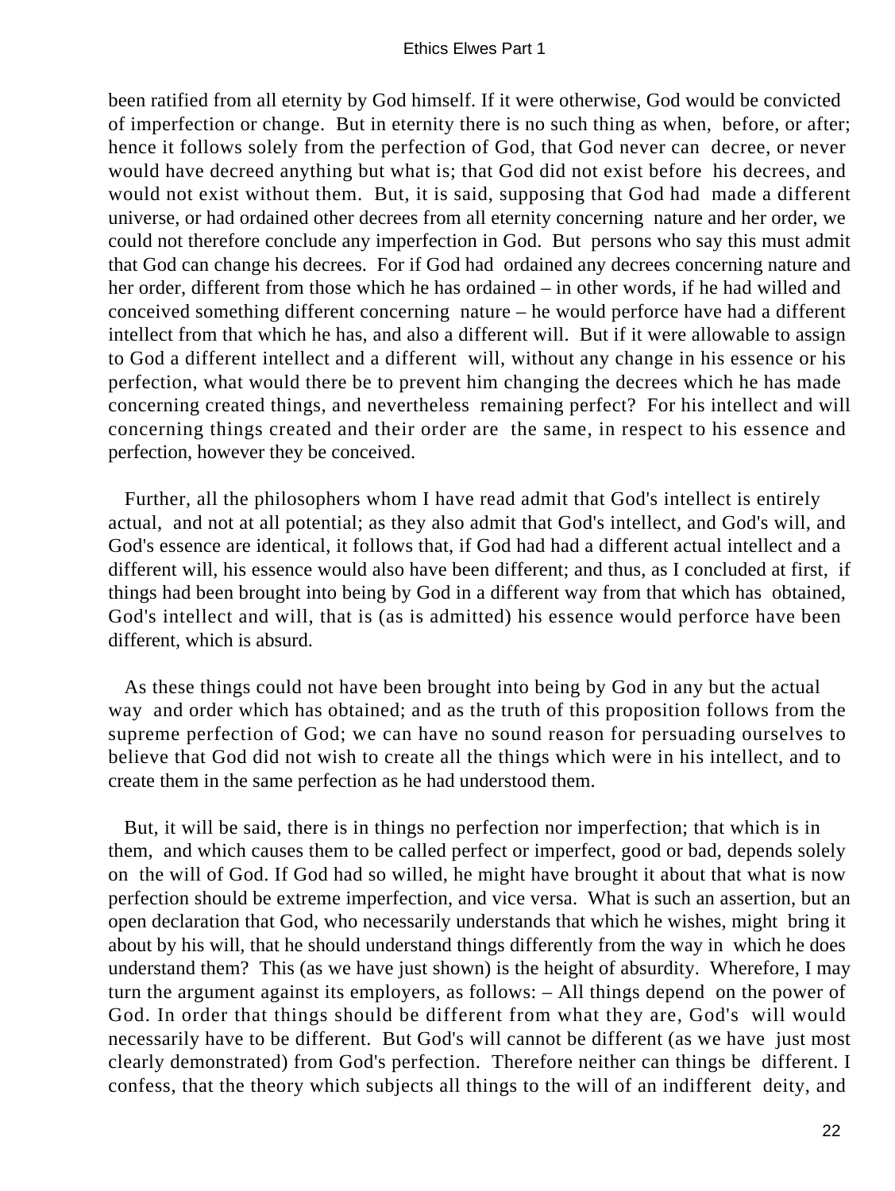been ratified from all eternity by God himself. If it were otherwise, God would be convicted of imperfection or change. But in eternity there is no such thing as when, before, or after; hence it follows solely from the perfection of God, that God never can decree, or never would have decreed anything but what is; that God did not exist before his decrees, and would not exist without them. But, it is said, supposing that God had made a different universe, or had ordained other decrees from all eternity concerning nature and her order, we could not therefore conclude any imperfection in God. But persons who say this must admit that God can change his decrees. For if God had ordained any decrees concerning nature and her order, different from those which he has ordained – in other words, if he had willed and conceived something different concerning nature – he would perforce have had a different intellect from that which he has, and also a different will. But if it were allowable to assign to God a different intellect and a different will, without any change in his essence or his perfection, what would there be to prevent him changing the decrees which he has made concerning created things, and nevertheless remaining perfect? For his intellect and will concerning things created and their order are the same, in respect to his essence and perfection, however they be conceived.

Further, all the philosophers whom I have read admit that God's intellect is entirely actual, and not at all potential; as they also admit that God's intellect, and God's will, and God's essence are identical, it follows that, if God had had a different actual intellect and a different will, his essence would also have been different; and thus, as I concluded at first, if things had been brought into being by God in a different way from that which has obtained, God's intellect and will, that is (as is admitted) his essence would perforce have been different, which is absurd.

As these things could not have been brought into being by God in any but the actual way and order which has obtained; and as the truth of this proposition follows from the supreme perfection of God; we can have no sound reason for persuading ourselves to believe that God did not wish to create all the things which were in his intellect, and to create them in the same perfection as he had understood them.

But, it will be said, there is in things no perfection nor imperfection; that which is in them, and which causes them to be called perfect or imperfect, good or bad, depends solely on the will of God. If God had so willed, he might have brought it about that what is now perfection should be extreme imperfection, and vice versa. What is such an assertion, but an open declaration that God, who necessarily understands that which he wishes, might bring it about by his will, that he should understand things differently from the way in which he does understand them? This (as we have just shown) is the height of absurdity. Wherefore, I may turn the argument against its employers, as follows: – All things depend on the power of God. In order that things should be different from what they are, God's will would necessarily have to be different. But God's will cannot be different (as we have just most clearly demonstrated) from God's perfection. Therefore neither can things be different. I confess, that the theory which subjects all things to the will of an indifferent deity, and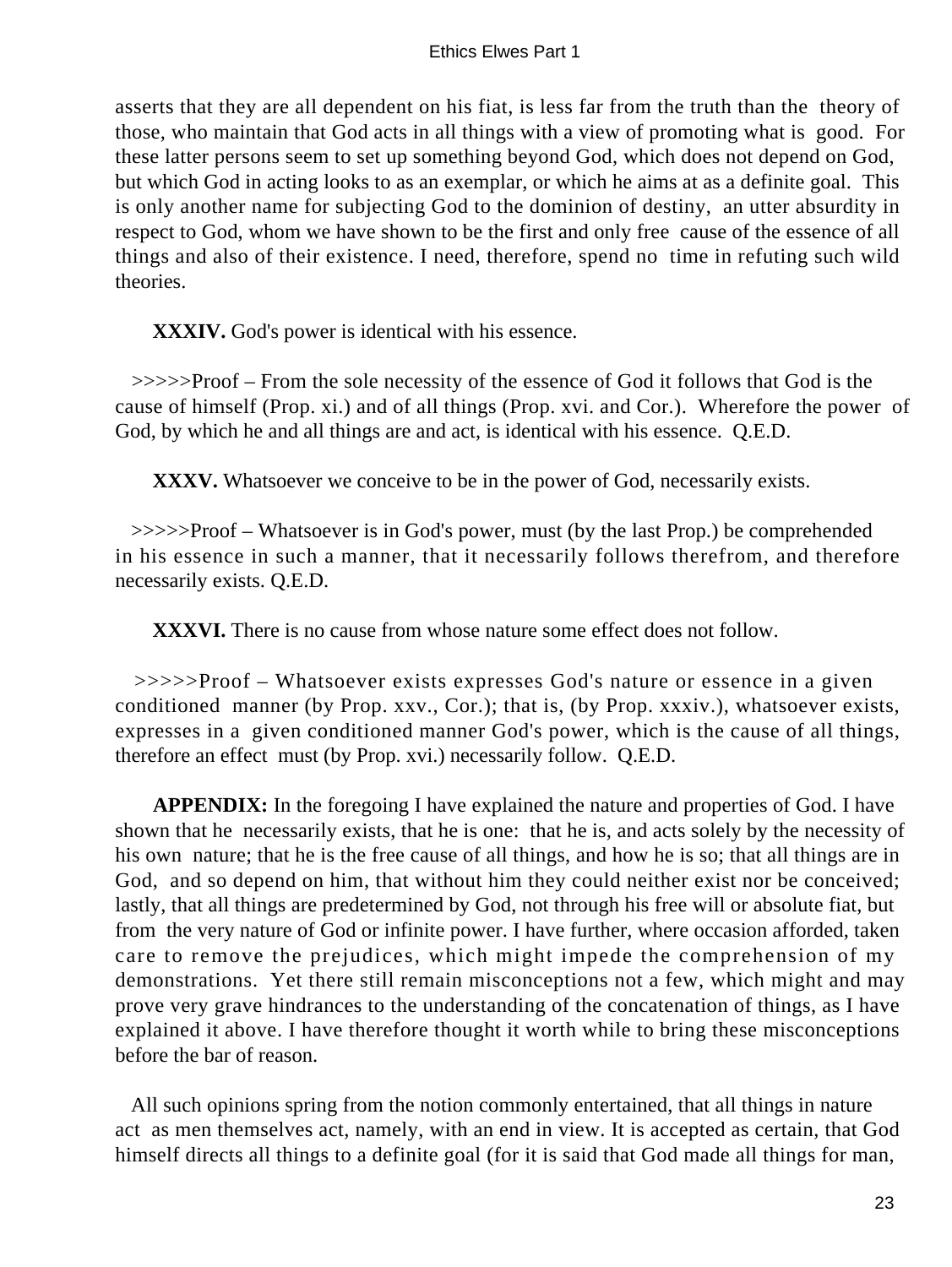asserts that they are all dependent on his fiat, is less far from the truth than the theory of those, who maintain that God acts in all things with a view of promoting what is good. For these latter persons seem to set up something beyond God, which does not depend on God, but which God in acting looks to as an exemplar, or which he aims at as a definite goal. This is only another name for subjecting God to the dominion of destiny, an utter absurdity in respect to God, whom we have shown to be the first and only free cause of the essence of all things and also of their existence. I need, therefore, spend no time in refuting such wild theories.

**XXXIV.** God's power is identical with his essence.

>>>>>Proof – From the sole necessity of the essence of God it follows that God is the cause of himself (Prop. xi.) and of all things (Prop. xvi. and Cor.). Wherefore the power of God, by which he and all things are and act, is identical with his essence. Q.E.D.

**XXXV.** Whatsoever we conceive to be in the power of God, necessarily exists.

>>>>>Proof – Whatsoever is in God's power, must (by the last Prop.) be comprehended in his essence in such a manner, that it necessarily follows therefrom, and therefore necessarily exists. Q.E.D.

**XXXVI.** There is no cause from whose nature some effect does not follow.

>>>>>Proof – Whatsoever exists expresses God's nature or essence in a given conditioned manner (by Prop. xxv., Cor.); that is, (by Prop. xxxiv.), whatsoever exists, expresses in a given conditioned manner God's power, which is the cause of all things, therefore an effect must (by Prop. xvi.) necessarily follow. Q.E.D.

**APPENDIX:** In the foregoing I have explained the nature and properties of God. I have shown that he necessarily exists, that he is one: that he is, and acts solely by the necessity of his own nature; that he is the free cause of all things, and how he is so; that all things are in God, and so depend on him, that without him they could neither exist nor be conceived; lastly, that all things are predetermined by God, not through his free will or absolute fiat, but from the very nature of God or infinite power. I have further, where occasion afforded, taken care to remove the prejudices, which might impede the comprehension of my demonstrations. Yet there still remain misconceptions not a few, which might and may prove very grave hindrances to the understanding of the concatenation of things, as I have explained it above. I have therefore thought it worth while to bring these misconceptions before the bar of reason.

All such opinions spring from the notion commonly entertained, that all things in nature act as men themselves act, namely, with an end in view. It is accepted as certain, that God himself directs all things to a definite goal (for it is said that God made all things for man,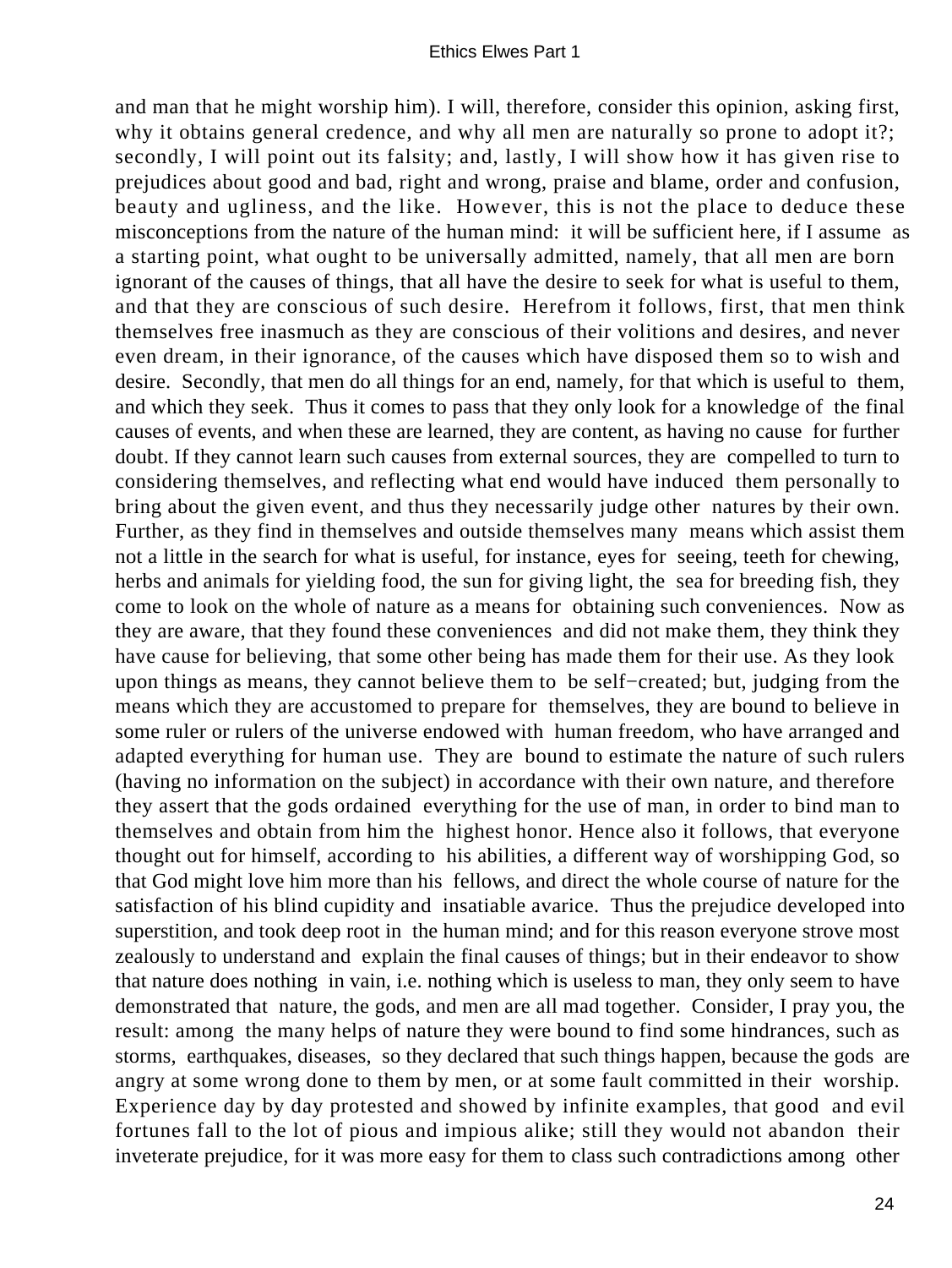and man that he might worship him). I will, therefore, consider this opinion, asking first, why it obtains general credence, and why all men are naturally so prone to adopt it?; secondly, I will point out its falsity; and, lastly, I will show how it has given rise to prejudices about good and bad, right and wrong, praise and blame, order and confusion, beauty and ugliness, and the like. However, this is not the place to deduce these misconceptions from the nature of the human mind: it will be sufficient here, if I assume as a starting point, what ought to be universally admitted, namely, that all men are born ignorant of the causes of things, that all have the desire to seek for what is useful to them, and that they are conscious of such desire. Herefrom it follows, first, that men think themselves free inasmuch as they are conscious of their volitions and desires, and never even dream, in their ignorance, of the causes which have disposed them so to wish and desire. Secondly, that men do all things for an end, namely, for that which is useful to them, and which they seek. Thus it comes to pass that they only look for a knowledge of the final causes of events, and when these are learned, they are content, as having no cause for further doubt. If they cannot learn such causes from external sources, they are compelled to turn to considering themselves, and reflecting what end would have induced them personally to bring about the given event, and thus they necessarily judge other natures by their own. Further, as they find in themselves and outside themselves many means which assist them not a little in the search for what is useful, for instance, eyes for seeing, teeth for chewing, herbs and animals for yielding food, the sun for giving light, the sea for breeding fish, they come to look on the whole of nature as a means for obtaining such conveniences. Now as they are aware, that they found these conveniences and did not make them, they think they have cause for believing, that some other being has made them for their use. As they look upon things as means, they cannot believe them to be self−created; but, judging from the means which they are accustomed to prepare for themselves, they are bound to believe in some ruler or rulers of the universe endowed with human freedom, who have arranged and adapted everything for human use. They are bound to estimate the nature of such rulers (having no information on the subject) in accordance with their own nature, and therefore they assert that the gods ordained everything for the use of man, in order to bind man to themselves and obtain from him the highest honor. Hence also it follows, that everyone thought out for himself, according to his abilities, a different way of worshipping God, so that God might love him more than his fellows, and direct the whole course of nature for the satisfaction of his blind cupidity and insatiable avarice. Thus the prejudice developed into superstition, and took deep root in the human mind; and for this reason everyone strove most zealously to understand and explain the final causes of things; but in their endeavor to show that nature does nothing in vain, i.e. nothing which is useless to man, they only seem to have demonstrated that nature, the gods, and men are all mad together. Consider, I pray you, the result: among the many helps of nature they were bound to find some hindrances, such as storms, earthquakes, diseases, so they declared that such things happen, because the gods are angry at some wrong done to them by men, or at some fault committed in their worship. Experience day by day protested and showed by infinite examples, that good and evil fortunes fall to the lot of pious and impious alike; still they would not abandon their inveterate prejudice, for it was more easy for them to class such contradictions among other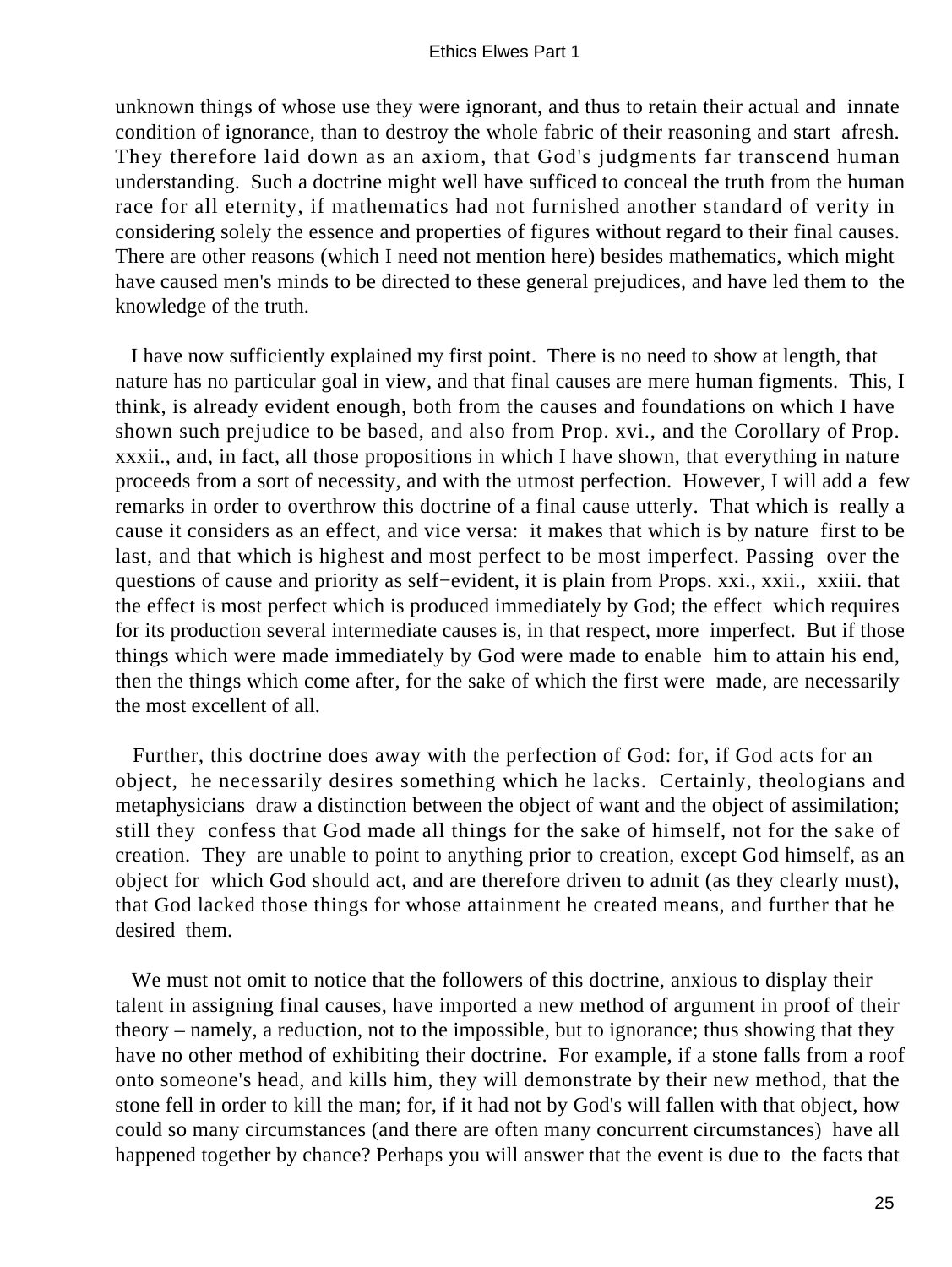unknown things of whose use they were ignorant, and thus to retain their actual and innate condition of ignorance, than to destroy the whole fabric of their reasoning and start afresh. They therefore laid down as an axiom, that God's judgments far transcend human understanding. Such a doctrine might well have sufficed to conceal the truth from the human race for all eternity, if mathematics had not furnished another standard of verity in considering solely the essence and properties of figures without regard to their final causes. There are other reasons (which I need not mention here) besides mathematics, which might have caused men's minds to be directed to these general prejudices, and have led them to the knowledge of the truth.

I have now sufficiently explained my first point. There is no need to show at length, that nature has no particular goal in view, and that final causes are mere human figments. This, I think, is already evident enough, both from the causes and foundations on which I have shown such prejudice to be based, and also from Prop. xvi., and the Corollary of Prop. xxxii., and, in fact, all those propositions in which I have shown, that everything in nature proceeds from a sort of necessity, and with the utmost perfection. However, I will add a few remarks in order to overthrow this doctrine of a final cause utterly. That which is really a cause it considers as an effect, and vice versa: it makes that which is by nature first to be last, and that which is highest and most perfect to be most imperfect. Passing over the questions of cause and priority as self−evident, it is plain from Props. xxi., xxii., xxiii. that the effect is most perfect which is produced immediately by God; the effect which requires for its production several intermediate causes is, in that respect, more imperfect. But if those things which were made immediately by God were made to enable him to attain his end, then the things which come after, for the sake of which the first were made, are necessarily the most excellent of all.

Further, this doctrine does away with the perfection of God: for, if God acts for an object, he necessarily desires something which he lacks. Certainly, theologians and metaphysicians draw a distinction between the object of want and the object of assimilation; still they confess that God made all things for the sake of himself, not for the sake of creation. They are unable to point to anything prior to creation, except God himself, as an object for which God should act, and are therefore driven to admit (as they clearly must), that God lacked those things for whose attainment he created means, and further that he desired them.

We must not omit to notice that the followers of this doctrine, anxious to display their talent in assigning final causes, have imported a new method of argument in proof of their theory – namely, a reduction, not to the impossible, but to ignorance; thus showing that they have no other method of exhibiting their doctrine. For example, if a stone falls from a roof onto someone's head, and kills him, they will demonstrate by their new method, that the stone fell in order to kill the man; for, if it had not by God's will fallen with that object, how could so many circumstances (and there are often many concurrent circumstances) have all happened together by chance? Perhaps you will answer that the event is due to the facts that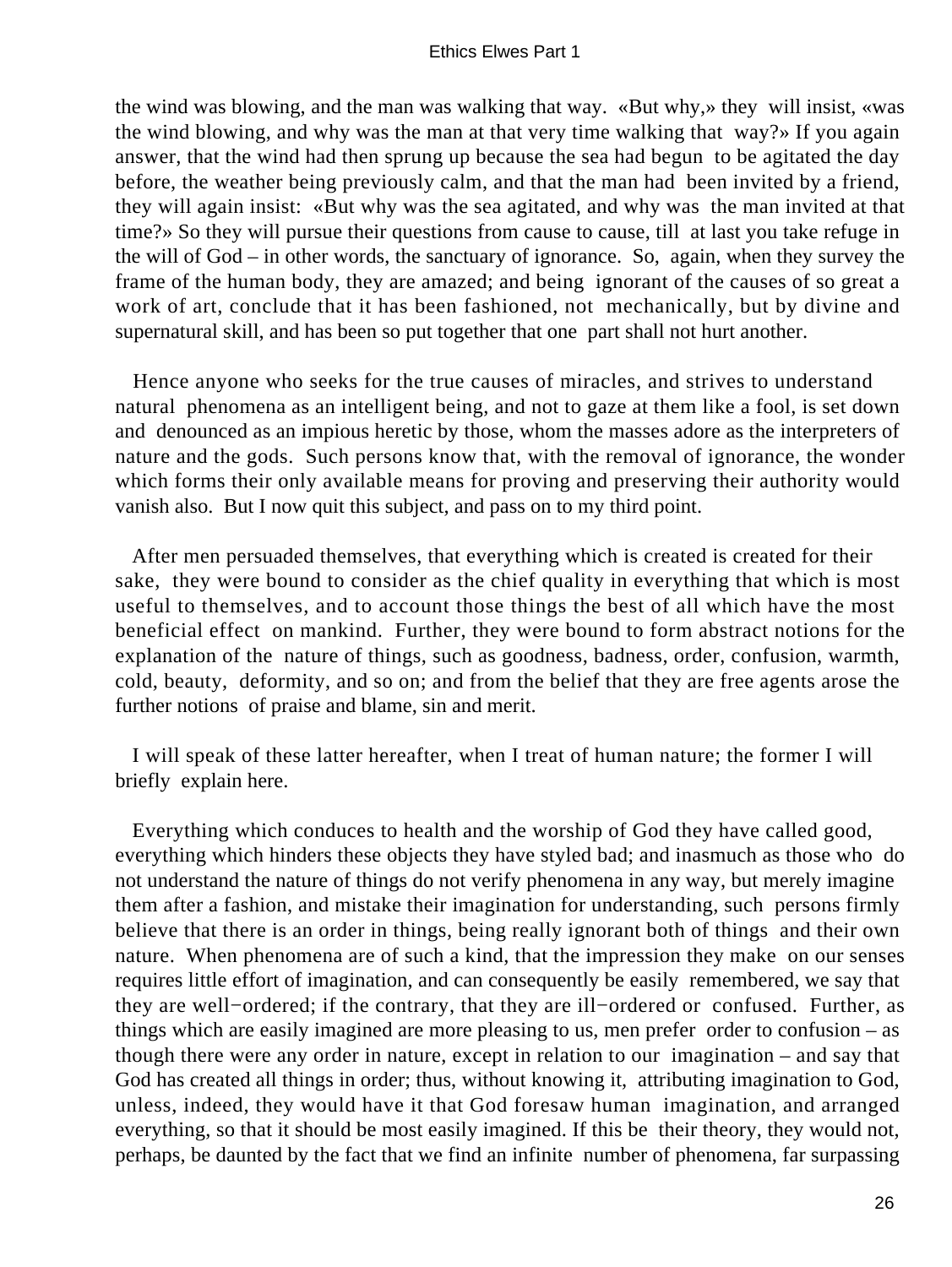the wind was blowing, and the man was walking that way. «But why,» they will insist, «was the wind blowing, and why was the man at that very time walking that way?» If you again answer, that the wind had then sprung up because the sea had begun to be agitated the day before, the weather being previously calm, and that the man had been invited by a friend, they will again insist: «But why was the sea agitated, and why was the man invited at that time?» So they will pursue their questions from cause to cause, till at last you take refuge in the will of God – in other words, the sanctuary of ignorance. So, again, when they survey the frame of the human body, they are amazed; and being ignorant of the causes of so great a work of art, conclude that it has been fashioned, not mechanically, but by divine and supernatural skill, and has been so put together that one part shall not hurt another.

Hence anyone who seeks for the true causes of miracles, and strives to understand natural phenomena as an intelligent being, and not to gaze at them like a fool, is set down and denounced as an impious heretic by those, whom the masses adore as the interpreters of nature and the gods. Such persons know that, with the removal of ignorance, the wonder which forms their only available means for proving and preserving their authority would vanish also. But I now quit this subject, and pass on to my third point.

After men persuaded themselves, that everything which is created is created for their sake, they were bound to consider as the chief quality in everything that which is most useful to themselves, and to account those things the best of all which have the most beneficial effect on mankind. Further, they were bound to form abstract notions for the explanation of the nature of things, such as goodness, badness, order, confusion, warmth, cold, beauty, deformity, and so on; and from the belief that they are free agents arose the further notions of praise and blame, sin and merit.

I will speak of these latter hereafter, when I treat of human nature; the former I will briefly explain here.

Everything which conduces to health and the worship of God they have called good, everything which hinders these objects they have styled bad; and inasmuch as those who do not understand the nature of things do not verify phenomena in any way, but merely imagine them after a fashion, and mistake their imagination for understanding, such persons firmly believe that there is an order in things, being really ignorant both of things and their own nature. When phenomena are of such a kind, that the impression they make on our senses requires little effort of imagination, and can consequently be easily remembered, we say that they are well−ordered; if the contrary, that they are ill−ordered or confused. Further, as things which are easily imagined are more pleasing to us, men prefer order to confusion – as though there were any order in nature, except in relation to our imagination – and say that God has created all things in order; thus, without knowing it, attributing imagination to God, unless, indeed, they would have it that God foresaw human imagination, and arranged everything, so that it should be most easily imagined. If this be their theory, they would not, perhaps, be daunted by the fact that we find an infinite number of phenomena, far surpassing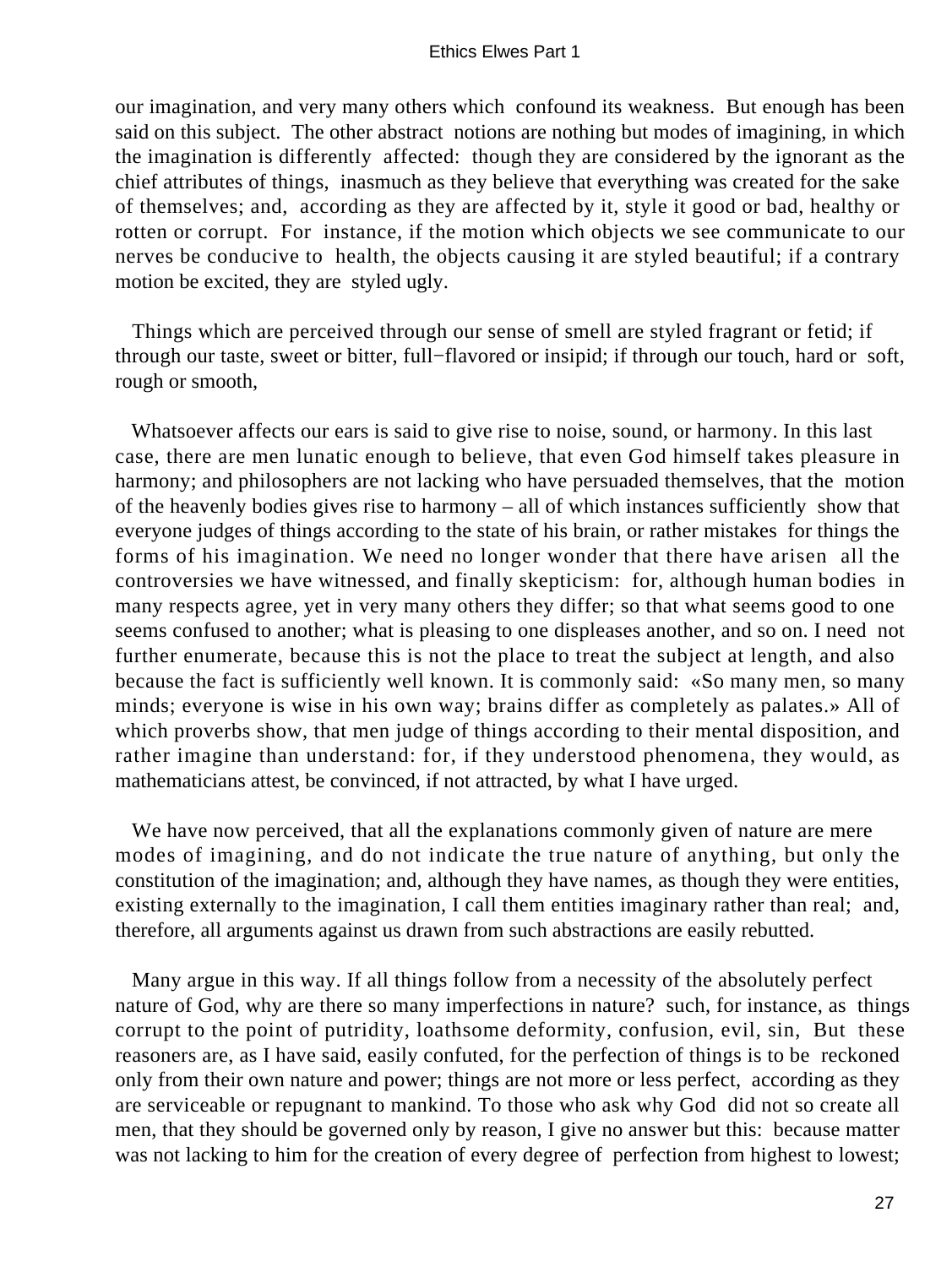our imagination, and very many others which confound its weakness. But enough has been said on this subject. The other abstract notions are nothing but modes of imagining, in which the imagination is differently affected: though they are considered by the ignorant as the chief attributes of things, inasmuch as they believe that everything was created for the sake of themselves; and, according as they are affected by it, style it good or bad, healthy or rotten or corrupt. For instance, if the motion which objects we see communicate to our nerves be conducive to health, the objects causing it are styled beautiful; if a contrary motion be excited, they are styled ugly.

Things which are perceived through our sense of smell are styled fragrant or fetid; if through our taste, sweet or bitter, full−flavored or insipid; if through our touch, hard or soft, rough or smooth,

Whatsoever affects our ears is said to give rise to noise, sound, or harmony. In this last case, there are men lunatic enough to believe, that even God himself takes pleasure in harmony; and philosophers are not lacking who have persuaded themselves, that the motion of the heavenly bodies gives rise to harmony – all of which instances sufficiently show that everyone judges of things according to the state of his brain, or rather mistakes for things the forms of his imagination. We need no longer wonder that there have arisen all the controversies we have witnessed, and finally skepticism: for, although human bodies in many respects agree, yet in very many others they differ; so that what seems good to one seems confused to another; what is pleasing to one displeases another, and so on. I need not further enumerate, because this is not the place to treat the subject at length, and also because the fact is sufficiently well known. It is commonly said: «So many men, so many minds; everyone is wise in his own way; brains differ as completely as palates.» All of which proverbs show, that men judge of things according to their mental disposition, and rather imagine than understand: for, if they understood phenomena, they would, as mathematicians attest, be convinced, if not attracted, by what I have urged.

We have now perceived, that all the explanations commonly given of nature are mere modes of imagining, and do not indicate the true nature of anything, but only the constitution of the imagination; and, although they have names, as though they were entities, existing externally to the imagination, I call them entities imaginary rather than real; and, therefore, all arguments against us drawn from such abstractions are easily rebutted.

Many argue in this way. If all things follow from a necessity of the absolutely perfect nature of God, why are there so many imperfections in nature? such, for instance, as things corrupt to the point of putridity, loathsome deformity, confusion, evil, sin, But these reasoners are, as I have said, easily confuted, for the perfection of things is to be reckoned only from their own nature and power; things are not more or less perfect, according as they are serviceable or repugnant to mankind. To those who ask why God did not so create all men, that they should be governed only by reason, I give no answer but this: because matter was not lacking to him for the creation of every degree of perfection from highest to lowest;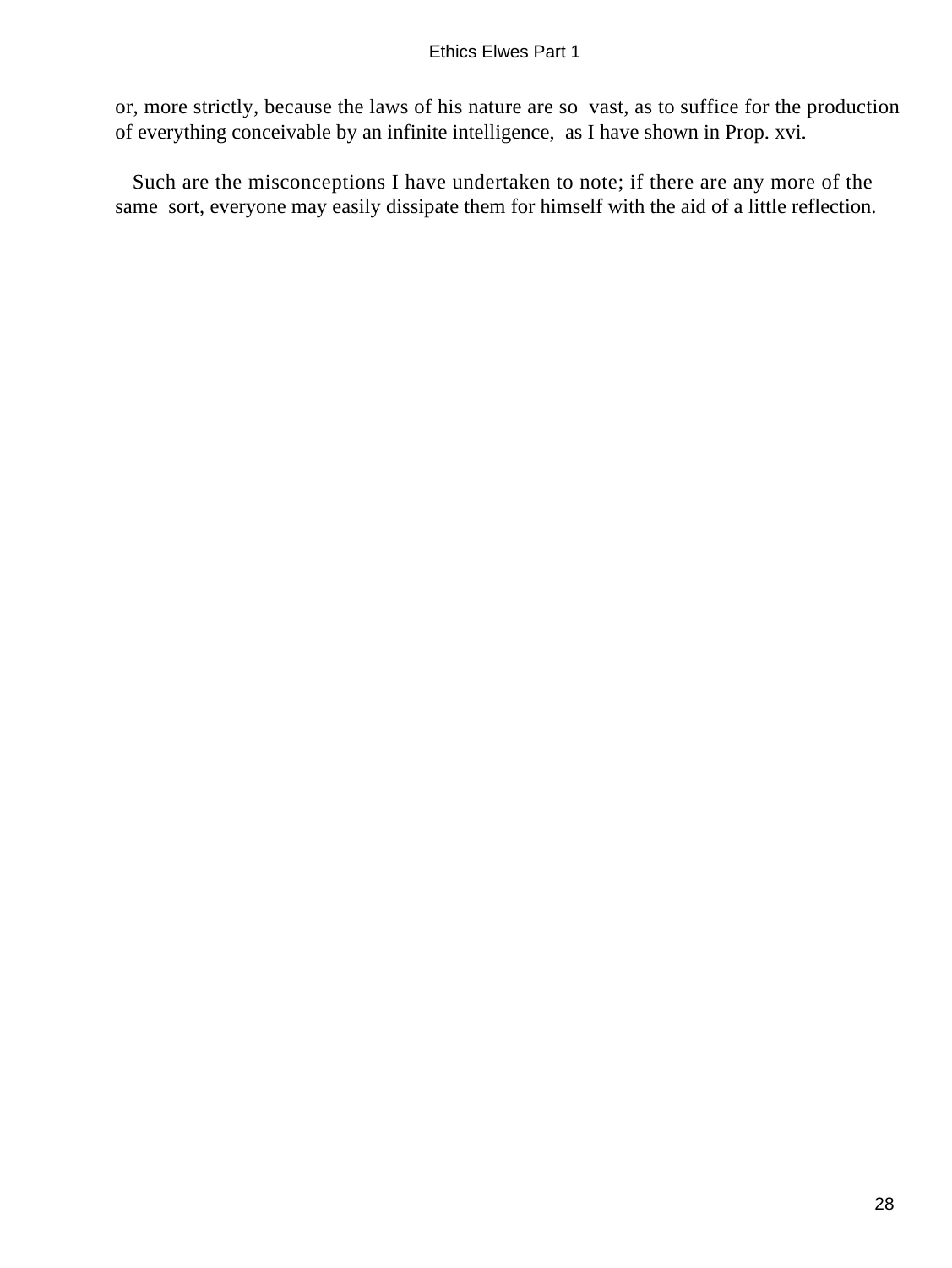or, more strictly, because the laws of his nature are so vast, as to suffice for the production of everything conceivable by an infinite intelligence, as I have shown in Prop. xvi.

Such are the misconceptions I have undertaken to note; if there are any more of the same sort, everyone may easily dissipate them for himself with the aid of a little reflection.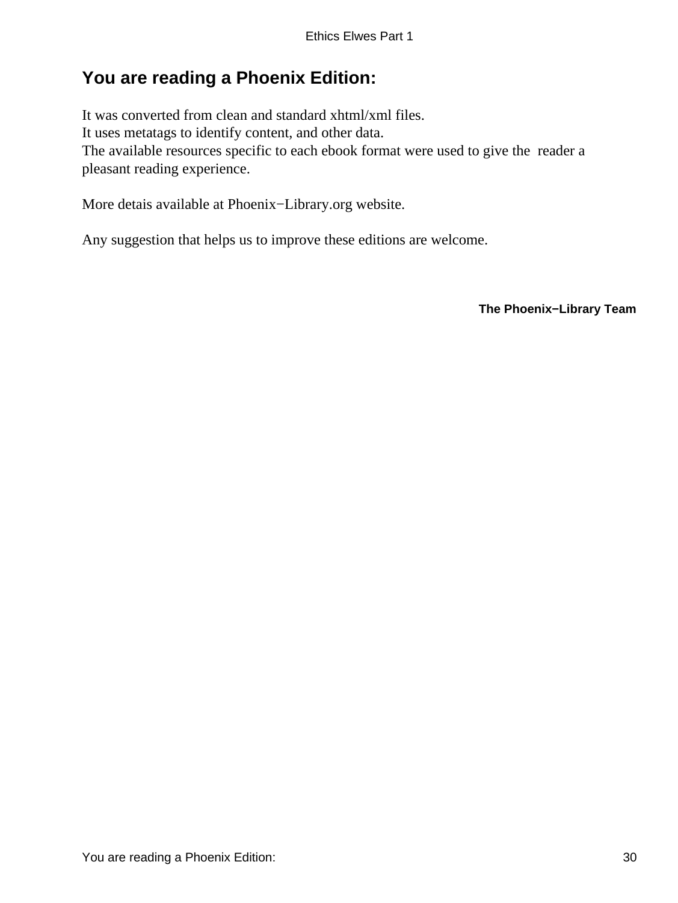# You are reading a Phoenix Edition:

It was converted from clean and standard xhtml/xml files.
It uses metatags to identify content, and other data.
The available resources specific to each ebook format were used to give the reader a pleasant reading experience.

More detais available at Phoenix−Library.org website.

Any suggestion that helps us to improve these editions are welcome.

**The Phoenix−Library Team**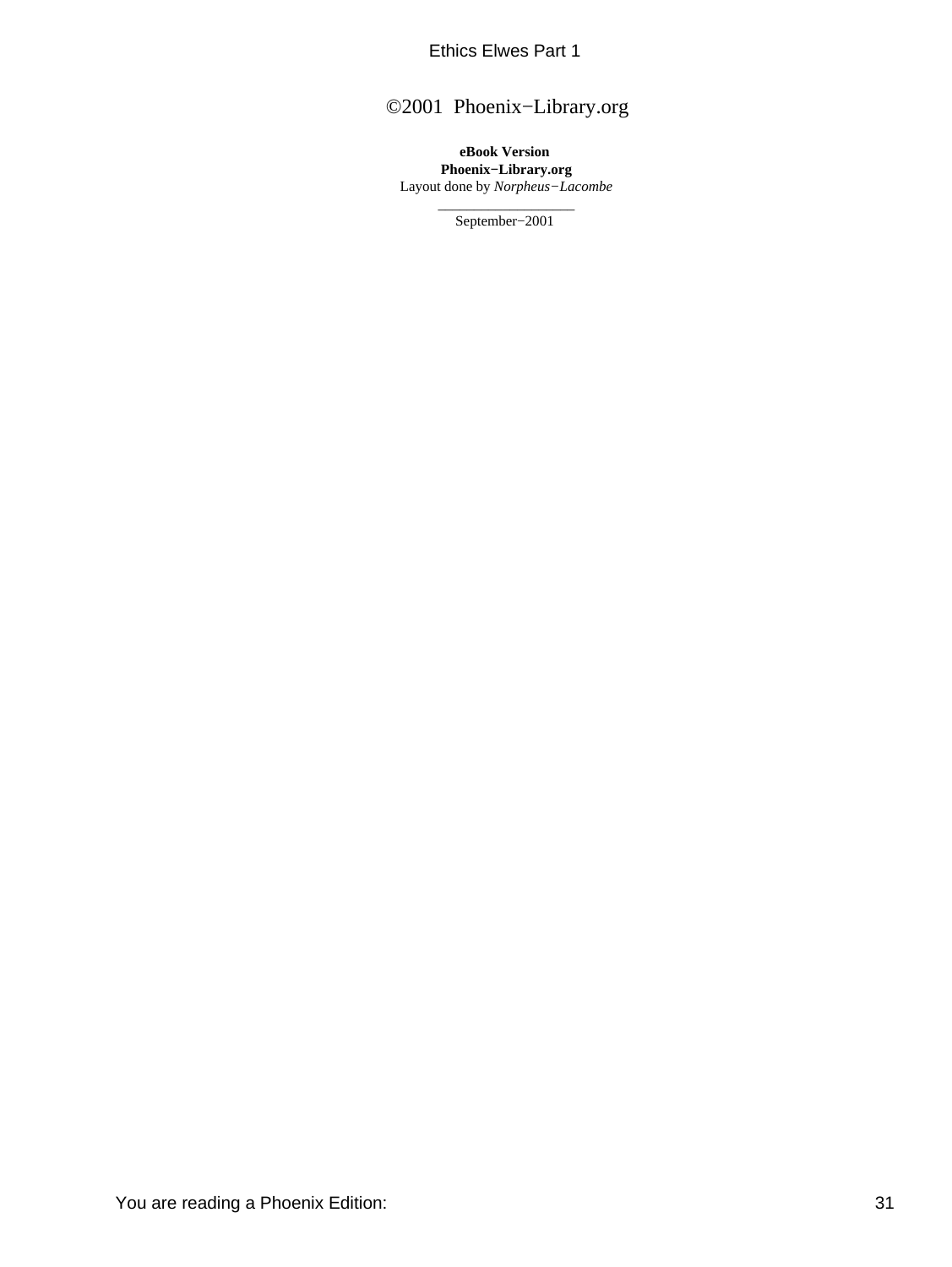©2001 Phoenix−Library.org

**eBook Version**
**Phoenix−Library.org**
Layout done by *Norpheus−Lacombe*

___________________

September−2001